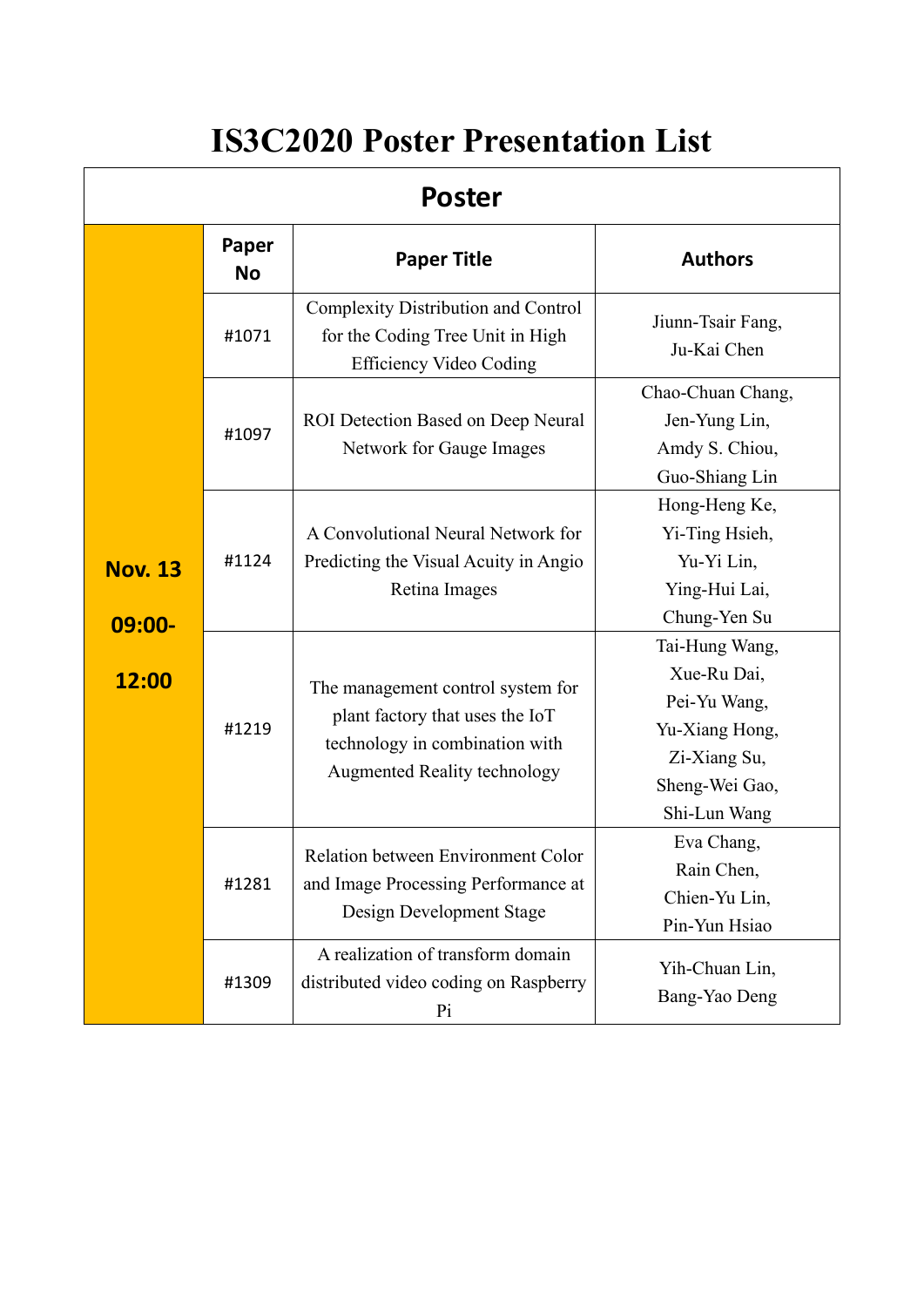# IS3C2020 Poster Presentation List

| Poster | | | |
|---|---|---|---|
| | **Paper No** | **Paper Title** | **Authors** |
| **Nov. 13 09:00-12:00** | #1071 | Complexity Distribution and Control for the Coding Tree Unit in High Efficiency Video Coding | Jiunn-Tsair Fang, Ju-Kai Chen |
| | #1097 | ROI Detection Based on Deep Neural Network for Gauge Images | Chao-Chuan Chang, Jen-Yung Lin, Amdy S. Chiou, Guo-Shiang Lin |
| | #1124 | A Convolutional Neural Network for Predicting the Visual Acuity in Angio Retina Images | Hong-Heng Ke, Yi-Ting Hsieh, Yu-Yi Lin, Ying-Hui Lai, Chung-Yen Su |
| | #1219 | The management control system for plant factory that uses the IoT technology in combination with Augmented Reality technology | Tai-Hung Wang, Xue-Ru Dai, Pei-Yu Wang, Yu-Xiang Hong, Zi-Xiang Su, Sheng-Wei Gao, Shi-Lun Wang |
| | #1281 | Relation between Environment Color and Image Processing Performance at Design Development Stage | Eva Chang, Rain Chen, Chien-Yu Lin, Pin-Yun Hsiao |
| | #1309 | A realization of transform domain distributed video coding on Raspberry Pi | Yih-Chuan Lin, Bang-Yao Deng |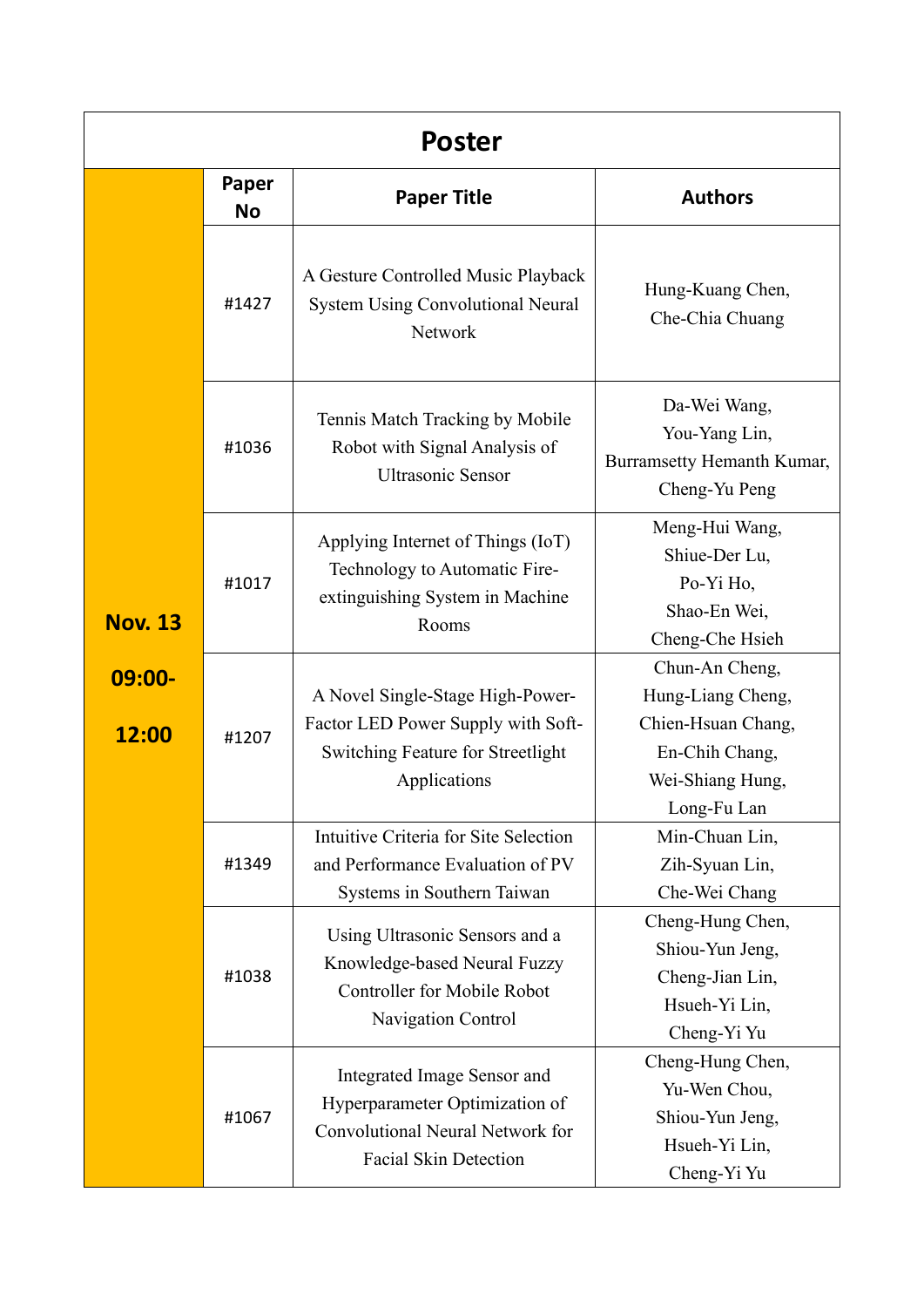| Poster | | | |
|---|---|---|---|
| | **Paper No** | **Paper Title** | **Authors** |
| **Nov. 13 09:00-12:00** | #1427 | A Gesture Controlled Music Playback System Using Convolutional Neural Network | Hung-Kuang Chen, Che-Chia Chuang |
| | #1036 | Tennis Match Tracking by Mobile Robot with Signal Analysis of Ultrasonic Sensor | Da-Wei Wang, You-Yang Lin, Burramsetty Hemanth Kumar, Cheng-Yu Peng |
| | #1017 | Applying Internet of Things (IoT) Technology to Automatic Fire-extinguishing System in Machine Rooms | Meng-Hui Wang, Shiue-Der Lu, Po-Yi Ho, Shao-En Wei, Cheng-Che Hsieh |
| | #1207 | A Novel Single-Stage High-Power-Factor LED Power Supply with Soft-Switching Feature for Streetlight Applications | Chun-An Cheng, Hung-Liang Cheng, Chien-Hsuan Chang, En-Chih Chang, Wei-Shiang Hung, Long-Fu Lan |
| | #1349 | Intuitive Criteria for Site Selection and Performance Evaluation of PV Systems in Southern Taiwan | Min-Chuan Lin, Zih-Syuan Lin, Che-Wei Chang |
| | #1038 | Using Ultrasonic Sensors and a Knowledge-based Neural Fuzzy Controller for Mobile Robot Navigation Control | Cheng-Hung Chen, Shiou-Yun Jeng, Cheng-Jian Lin, Hsueh-Yi Lin, Cheng-Yi Yu |
| | #1067 | Integrated Image Sensor and Hyperparameter Optimization of Convolutional Neural Network for Facial Skin Detection | Cheng-Hung Chen, Yu-Wen Chou, Shiou-Yun Jeng, Hsueh-Yi Lin, Cheng-Yi Yu |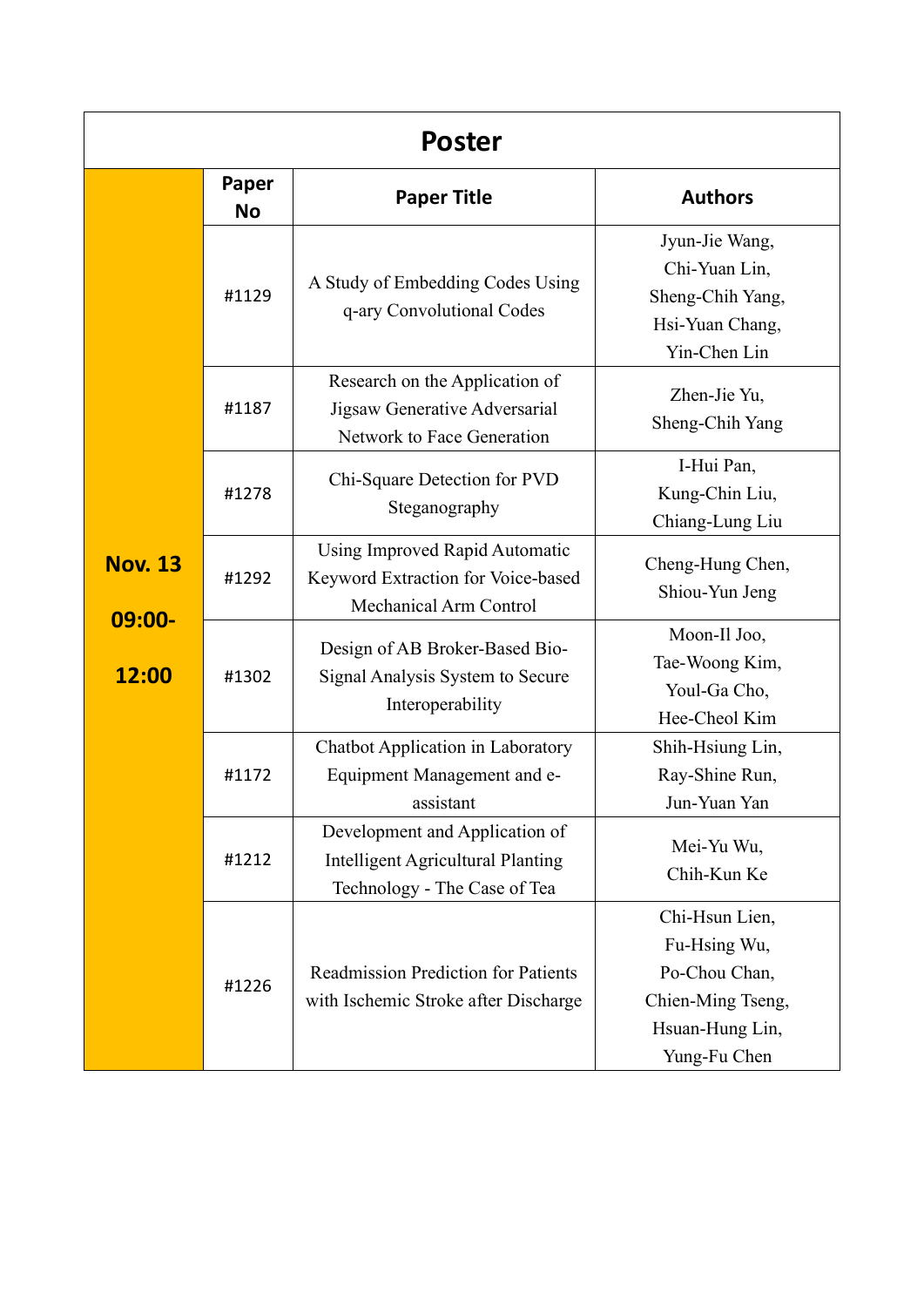| Poster | | | |
|---|---|---|---|
| | **Paper No** | **Paper Title** | **Authors** |
| **Nov. 13 09:00-12:00** | #1129 | A Study of Embedding Codes Using q-ary Convolutional Codes | Jyun-Jie Wang, Chi-Yuan Lin, Sheng-Chih Yang, Hsi-Yuan Chang, Yin-Chen Lin |
| | #1187 | Research on the Application of Jigsaw Generative Adversarial Network to Face Generation | Zhen-Jie Yu, Sheng-Chih Yang |
| | #1278 | Chi-Square Detection for PVD Steganography | I-Hui Pan, Kung-Chin Liu, Chiang-Lung Liu |
| | #1292 | Using Improved Rapid Automatic Keyword Extraction for Voice-based Mechanical Arm Control | Cheng-Hung Chen, Shiou-Yun Jeng |
| | #1302 | Design of AB Broker-Based Bio-Signal Analysis System to Secure Interoperability | Moon-Il Joo, Tae-Woong Kim, Youl-Ga Cho, Hee-Cheol Kim |
| | #1172 | Chatbot Application in Laboratory Equipment Management and e-assistant | Shih-Hsiung Lin, Ray-Shine Run, Jun-Yuan Yan |
| | #1212 | Development and Application of Intelligent Agricultural Planting Technology - The Case of Tea | Mei-Yu Wu, Chih-Kun Ke |
| | #1226 | Readmission Prediction for Patients with Ischemic Stroke after Discharge | Chi-Hsun Lien, Fu-Hsing Wu, Po-Chou Chan, Chien-Ming Tseng, Hsuan-Hung Lin, Yung-Fu Chen |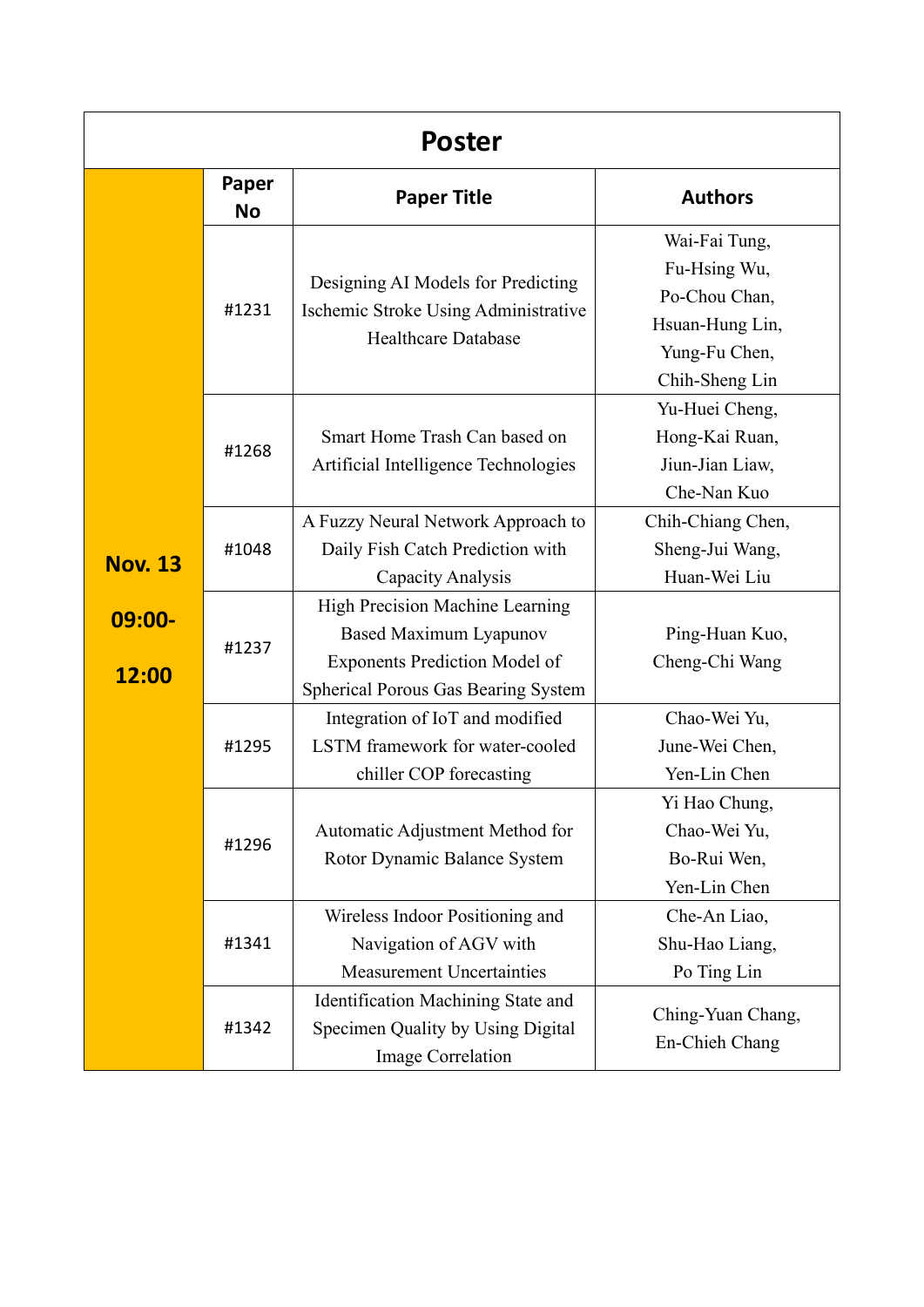| Poster | | | |
|---|---|---|---|
| | Paper No | Paper Title | Authors |
| Nov. 13 09:00-12:00 | #1231 | Designing AI Models for Predicting Ischemic Stroke Using Administrative Healthcare Database | Wai-Fai Tung, Fu-Hsing Wu, Po-Chou Chan, Hsuan-Hung Lin, Yung-Fu Chen, Chih-Sheng Lin |
| | #1268 | Smart Home Trash Can based on Artificial Intelligence Technologies | Yu-Huei Cheng, Hong-Kai Ruan, Jiun-Jian Liaw, Che-Nan Kuo |
| | #1048 | A Fuzzy Neural Network Approach to Daily Fish Catch Prediction with Capacity Analysis | Chih-Chiang Chen, Sheng-Jui Wang, Huan-Wei Liu |
| | #1237 | High Precision Machine Learning Based Maximum Lyapunov Exponents Prediction Model of Spherical Porous Gas Bearing System | Ping-Huan Kuo, Cheng-Chi Wang |
| | #1295 | Integration of IoT and modified LSTM framework for water-cooled chiller COP forecasting | Chao-Wei Yu, June-Wei Chen, Yen-Lin Chen |
| | #1296 | Automatic Adjustment Method for Rotor Dynamic Balance System | Yi Hao Chung, Chao-Wei Yu, Bo-Rui Wen, Yen-Lin Chen |
| | #1341 | Wireless Indoor Positioning and Navigation of AGV with Measurement Uncertainties | Che-An Liao, Shu-Hao Liang, Po Ting Lin |
| | #1342 | Identification Machining State and Specimen Quality by Using Digital Image Correlation | Ching-Yuan Chang, En-Chieh Chang |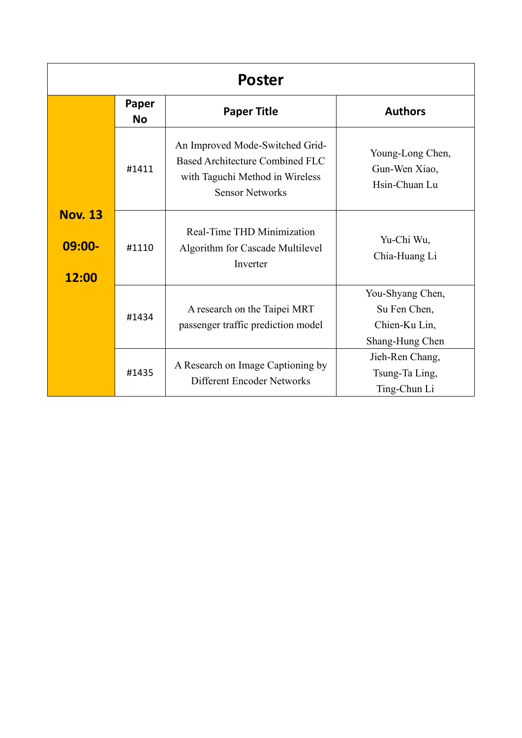| Poster | | | |
|---|---|---|---|
| | Paper No | Paper Title | Authors |
| Nov. 13 09:00-12:00 | #1411 | An Improved Mode-Switched Grid-Based Architecture Combined FLC with Taguchi Method in Wireless Sensor Networks | Young-Long Chen, Gun-Wen Xiao, Hsin-Chuan Lu |
| | #1110 | Real-Time THD Minimization Algorithm for Cascade Multilevel Inverter | Yu-Chi Wu, Chia-Huang Li |
| | #1434 | A research on the Taipei MRT passenger traffic prediction model | You-Shyang Chen, Su Fen Chen, Chien-Ku Lin, Shang-Hung Chen |
| | #1435 | A Research on Image Captioning by Different Encoder Networks | Jieh-Ren Chang, Tsung-Ta Ling, Ting-Chun Li |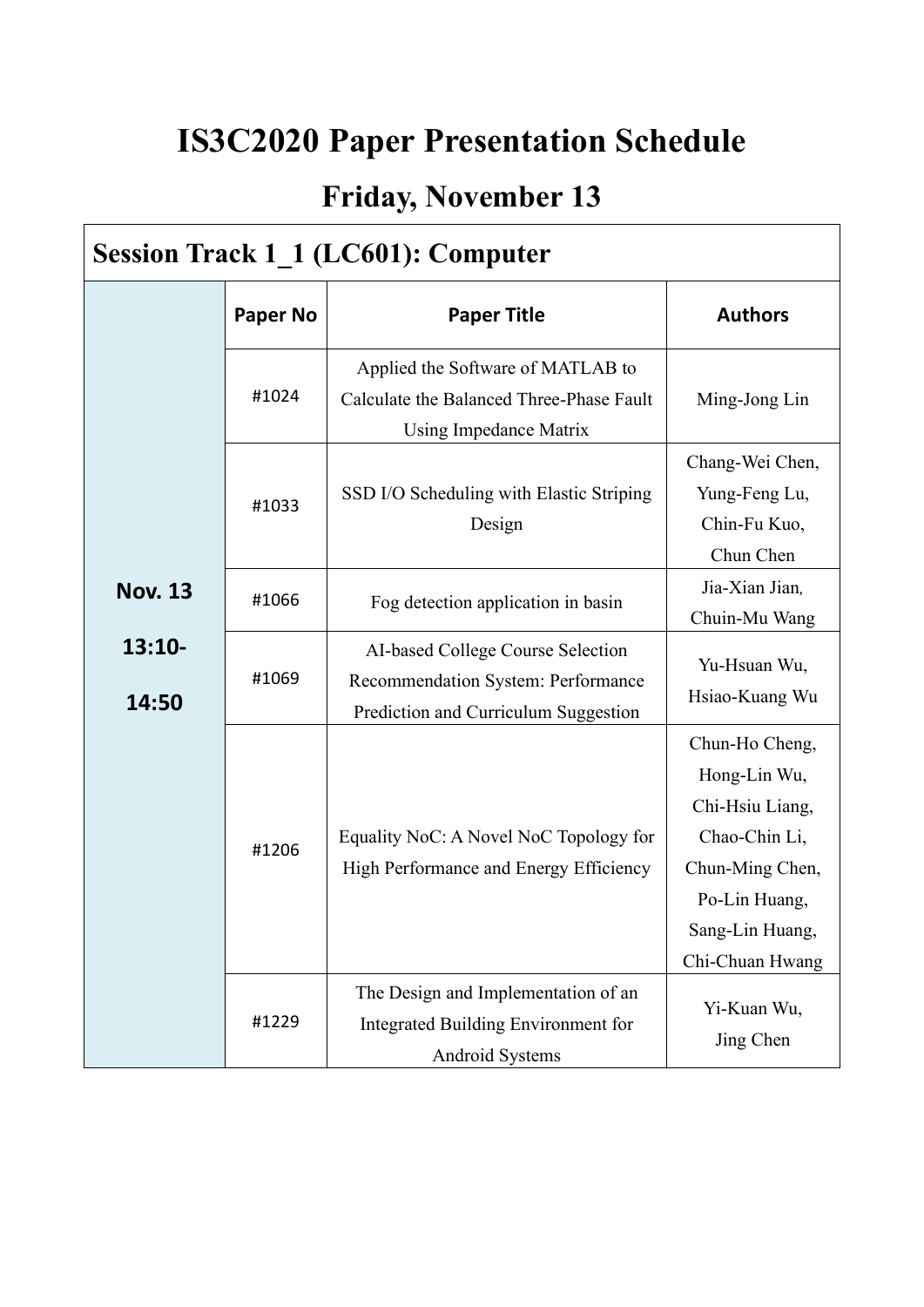# IS3C2020 Paper Presentation Schedule

## Friday, November 13

| Session Track 1_1 (LC601): Computer | | | |
|---|---|---|---|
| | **Paper No** | **Paper Title** | **Authors** |
| **Nov. 13 13:10-14:50** | #1024 | Applied the Software of MATLAB to Calculate the Balanced Three-Phase Fault Using Impedance Matrix | Ming-Jong Lin |
| | #1033 | SSD I/O Scheduling with Elastic Striping Design | Chang-Wei Chen, Yung-Feng Lu, Chin-Fu Kuo, Chun Chen |
| | #1066 | Fog detection application in basin | Jia-Xian Jian, Chuin-Mu Wang |
| | #1069 | AI-based College Course Selection Recommendation System: Performance Prediction and Curriculum Suggestion | Yu-Hsuan Wu, Hsiao-Kuang Wu |
| | #1206 | Equality NoC: A Novel NoC Topology for High Performance and Energy Efficiency | Chun-Ho Cheng, Hong-Lin Wu, Chi-Hsiu Liang, Chao-Chin Li, Chun-Ming Chen, Po-Lin Huang, Sang-Lin Huang, Chi-Chuan Hwang |
| | #1229 | The Design and Implementation of an Integrated Building Environment for Android Systems | Yi-Kuan Wu, Jing Chen |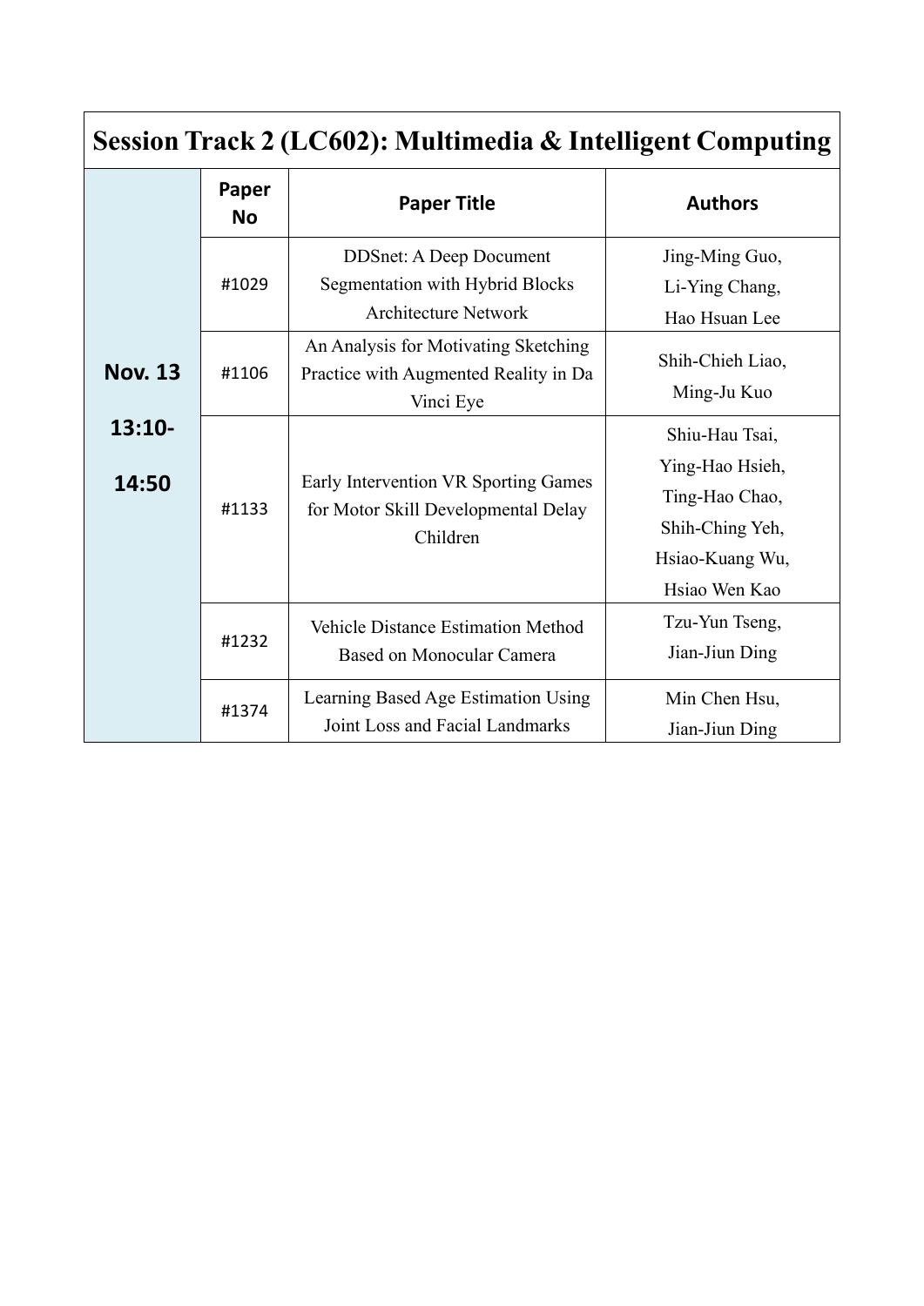## Session Track 2 (LC602): Multimedia & Intelligent Computing

| | Paper No | Paper Title | Authors |
|---|---|---|---|
| Nov. 13 13:10-14:50 | #1029 | DDSnet: A Deep Document Segmentation with Hybrid Blocks Architecture Network | Jing-Ming Guo, Li-Ying Chang, Hao Hsuan Lee |
| | #1106 | An Analysis for Motivating Sketching Practice with Augmented Reality in Da Vinci Eye | Shih-Chieh Liao, Ming-Ju Kuo |
| | #1133 | Early Intervention VR Sporting Games for Motor Skill Developmental Delay Children | Shiu-Hau Tsai, Ying-Hao Hsieh, Ting-Hao Chao, Shih-Ching Yeh, Hsiao-Kuang Wu, Hsiao Wen Kao |
| | #1232 | Vehicle Distance Estimation Method Based on Monocular Camera | Tzu-Yun Tseng, Jian-Jiun Ding |
| | #1374 | Learning Based Age Estimation Using Joint Loss and Facial Landmarks | Min Chen Hsu, Jian-Jiun Ding |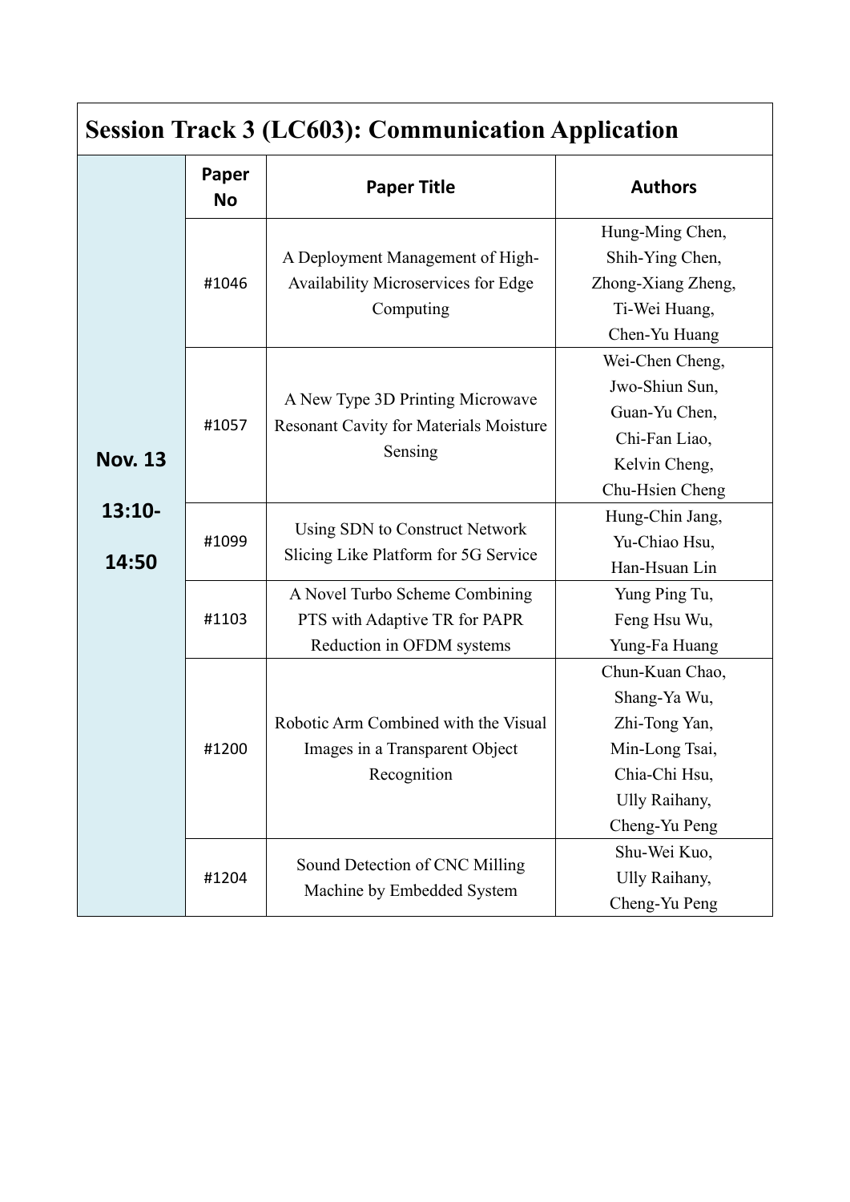## Session Track 3 (LC603): Communication Application

| | Paper No | Paper Title | Authors |
|---|---|---|---|
| Nov. 13 13:10-14:50 | #1046 | A Deployment Management of High-Availability Microservices for Edge Computing | Hung-Ming Chen, Shih-Ying Chen, Zhong-Xiang Zheng, Ti-Wei Huang, Chen-Yu Huang |
| | #1057 | A New Type 3D Printing Microwave Resonant Cavity for Materials Moisture Sensing | Wei-Chen Cheng, Jwo-Shiun Sun, Guan-Yu Chen, Chi-Fan Liao, Kelvin Cheng, Chu-Hsien Cheng |
| | #1099 | Using SDN to Construct Network Slicing Like Platform for 5G Service | Hung-Chin Jang, Yu-Chiao Hsu, Han-Hsuan Lin |
| | #1103 | A Novel Turbo Scheme Combining PTS with Adaptive TR for PAPR Reduction in OFDM systems | Yung Ping Tu, Feng Hsu Wu, Yung-Fa Huang |
| | #1200 | Robotic Arm Combined with the Visual Images in a Transparent Object Recognition | Chun-Kuan Chao, Shang-Ya Wu, Zhi-Tong Yan, Min-Long Tsai, Chia-Chi Hsu, Ully Raihany, Cheng-Yu Peng |
| | #1204 | Sound Detection of CNC Milling Machine by Embedded System | Shu-Wei Kuo, Ully Raihany, Cheng-Yu Peng |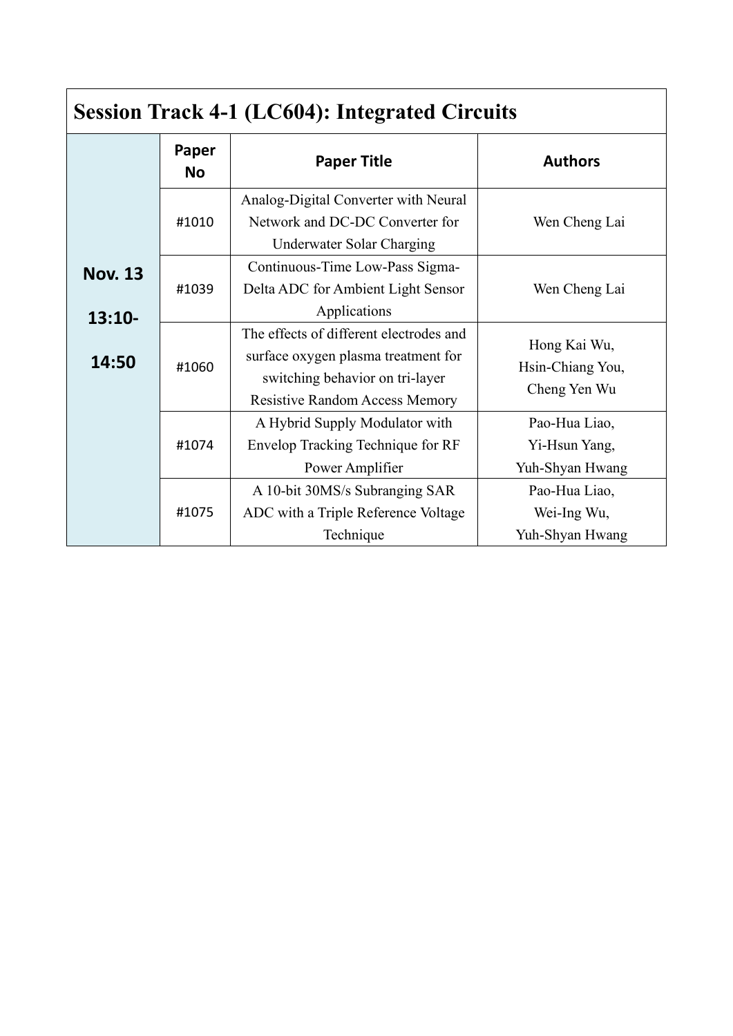## Session Track 4-1 (LC604): Integrated Circuits

| | Paper No | Paper Title | Authors |
|---|---|---|---|
| **Nov. 13 13:10-14:50** | #1010 | Analog-Digital Converter with Neural Network and DC-DC Converter for Underwater Solar Charging | Wen Cheng Lai |
| | #1039 | Continuous-Time Low-Pass Sigma-Delta ADC for Ambient Light Sensor Applications | Wen Cheng Lai |
| | #1060 | The effects of different electrodes and surface oxygen plasma treatment for switching behavior on tri-layer Resistive Random Access Memory | Hong Kai Wu, Hsin-Chiang You, Cheng Yen Wu |
| | #1074 | A Hybrid Supply Modulator with Envelop Tracking Technique for RF Power Amplifier | Pao-Hua Liao, Yi-Hsun Yang, Yuh-Shyan Hwang |
| | #1075 | A 10-bit 30MS/s Subranging SAR ADC with a Triple Reference Voltage Technique | Pao-Hua Liao, Wei-Ing Wu, Yuh-Shyan Hwang |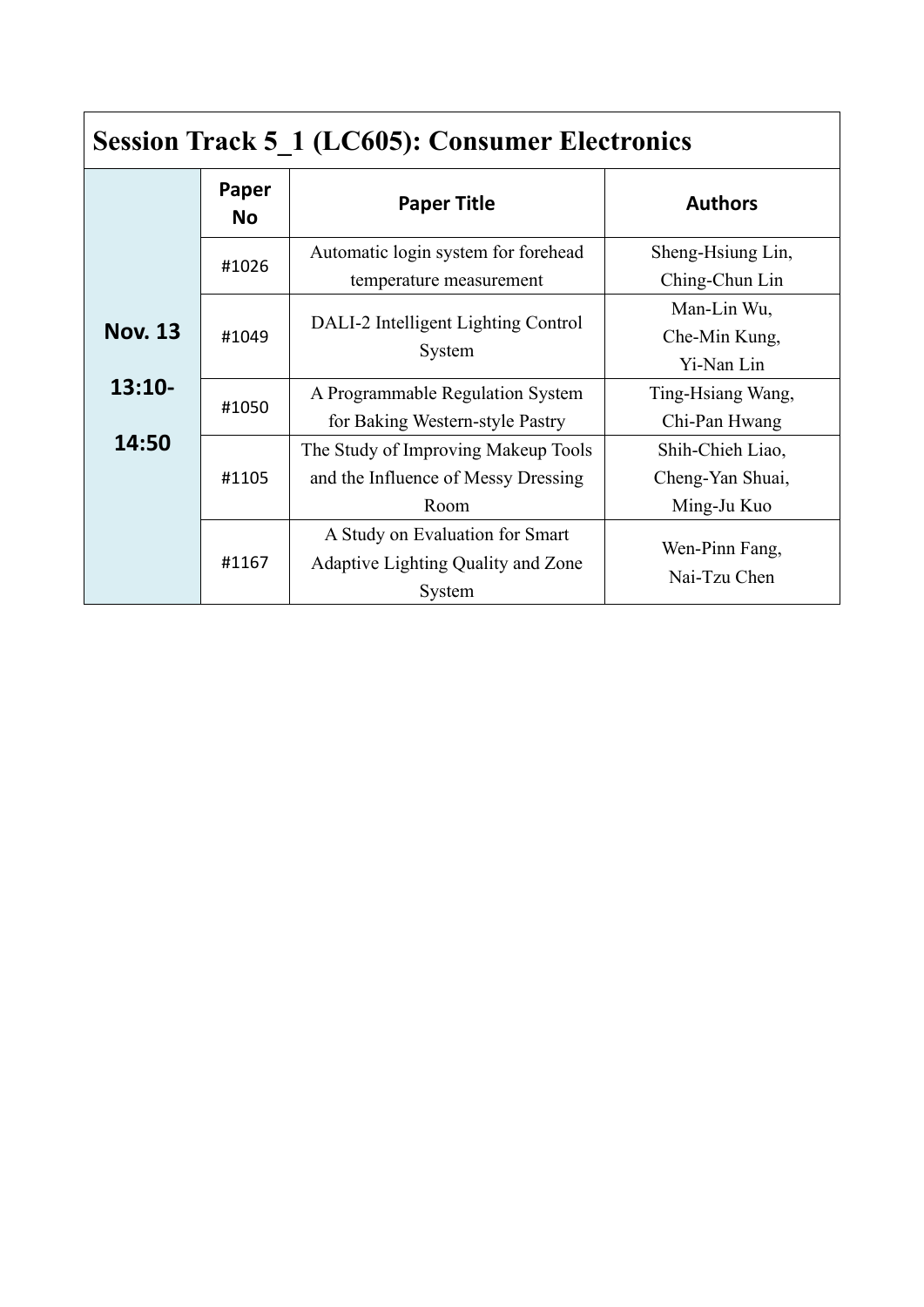## Session Track 5_1 (LC605): Consumer Electronics

| | Paper No | Paper Title | Authors |
|---|---|---|---|
| Nov. 13 13:10-14:50 | #1026 | Automatic login system for forehead temperature measurement | Sheng-Hsiung Lin, Ching-Chun Lin |
| | #1049 | DALI-2 Intelligent Lighting Control System | Man-Lin Wu, Che-Min Kung, Yi-Nan Lin |
| | #1050 | A Programmable Regulation System for Baking Western-style Pastry | Ting-Hsiang Wang, Chi-Pan Hwang |
| | #1105 | The Study of Improving Makeup Tools and the Influence of Messy Dressing Room | Shih-Chieh Liao, Cheng-Yan Shuai, Ming-Ju Kuo |
| | #1167 | A Study on Evaluation for Smart Adaptive Lighting Quality and Zone System | Wen-Pinn Fang, Nai-Tzu Chen |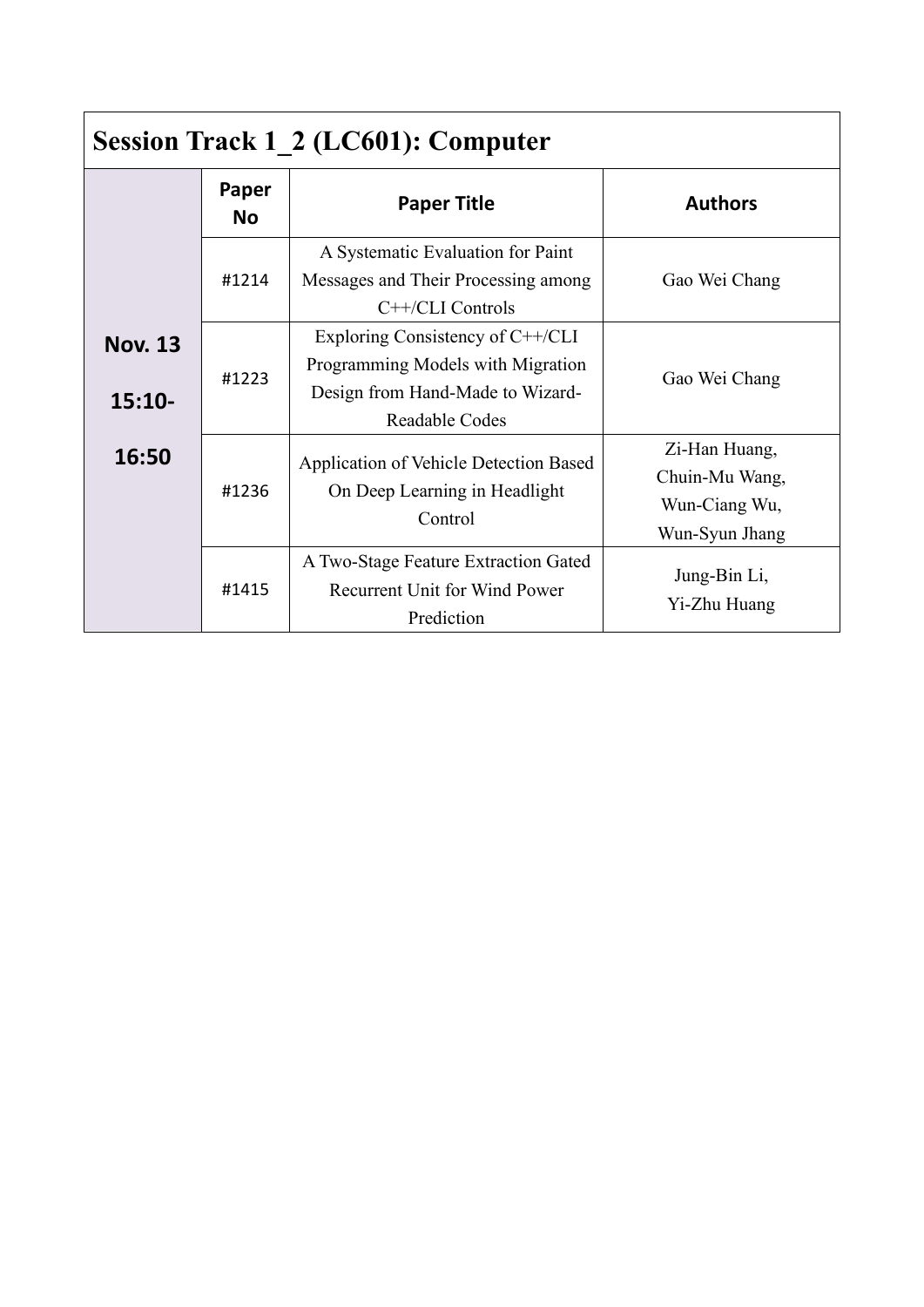## Session Track 1_2 (LC601): Computer

| | Paper No | Paper Title | Authors |
|---|---|---|---|
| Nov. 13 15:10-16:50 | #1214 | A Systematic Evaluation for Paint Messages and Their Processing among C++/CLI Controls | Gao Wei Chang |
| | #1223 | Exploring Consistency of C++/CLI Programming Models with Migration Design from Hand-Made to Wizard-Readable Codes | Gao Wei Chang |
| | #1236 | Application of Vehicle Detection Based On Deep Learning in Headlight Control | Zi-Han Huang, Chuin-Mu Wang, Wun-Ciang Wu, Wun-Syun Jhang |
| | #1415 | A Two-Stage Feature Extraction Gated Recurrent Unit for Wind Power Prediction | Jung-Bin Li, Yi-Zhu Huang |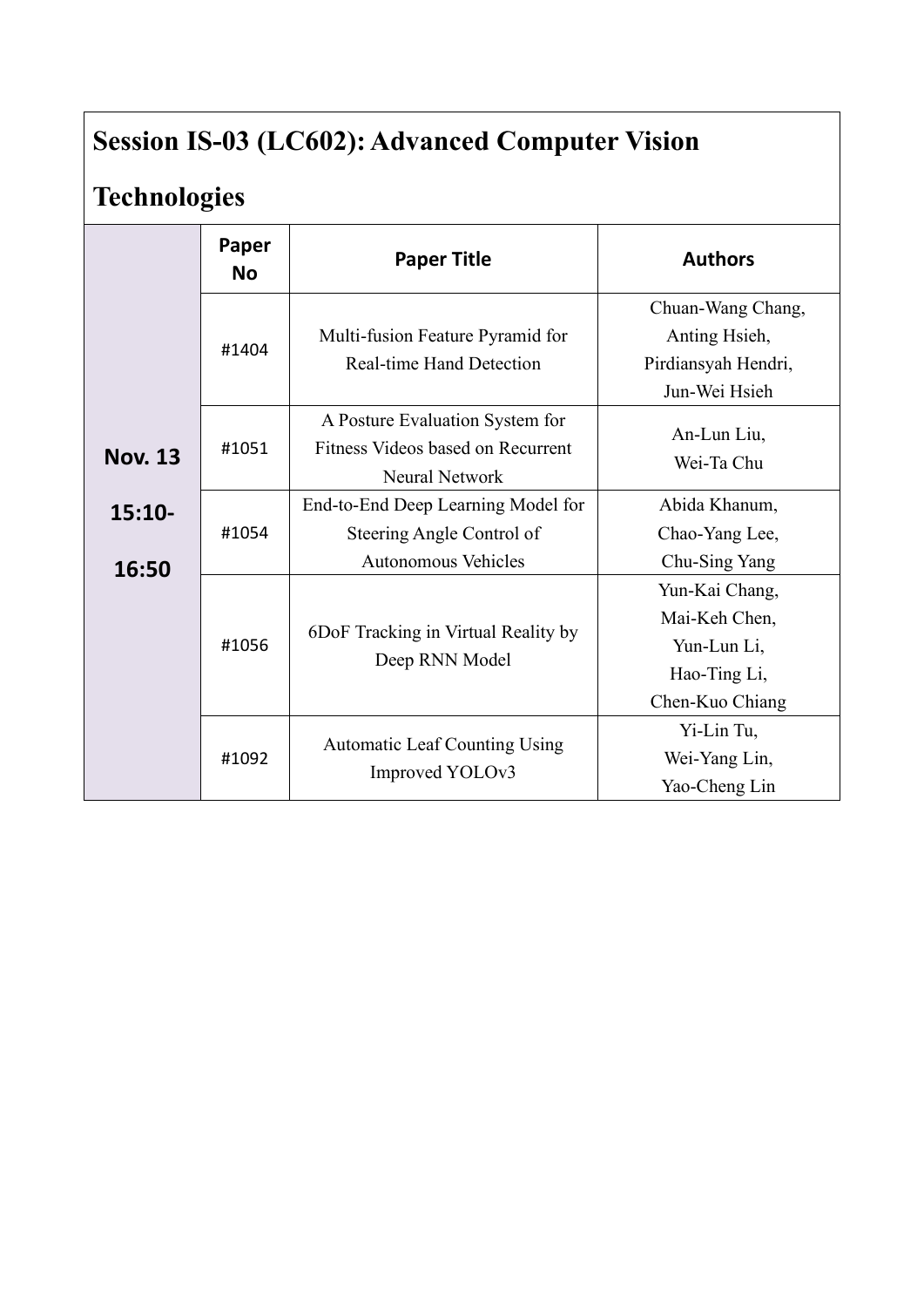## Session IS-03 (LC602): Advanced Computer Vision Technologies

| | Paper No | Paper Title | Authors |
|---|---|---|---|
| **Nov. 13 15:10-16:50** | #1404 | Multi-fusion Feature Pyramid for Real-time Hand Detection | Chuan-Wang Chang, Anting Hsieh, Pirdiansyah Hendri, Jun-Wei Hsieh |
| | #1051 | A Posture Evaluation System for Fitness Videos based on Recurrent Neural Network | An-Lun Liu, Wei-Ta Chu |
| | #1054 | End-to-End Deep Learning Model for Steering Angle Control of Autonomous Vehicles | Abida Khanum, Chao-Yang Lee, Chu-Sing Yang |
| | #1056 | 6DoF Tracking in Virtual Reality by Deep RNN Model | Yun-Kai Chang, Mai-Keh Chen, Yun-Lun Li, Hao-Ting Li, Chen-Kuo Chiang |
| | #1092 | Automatic Leaf Counting Using Improved YOLOv3 | Yi-Lin Tu, Wei-Yang Lin, Yao-Cheng Lin |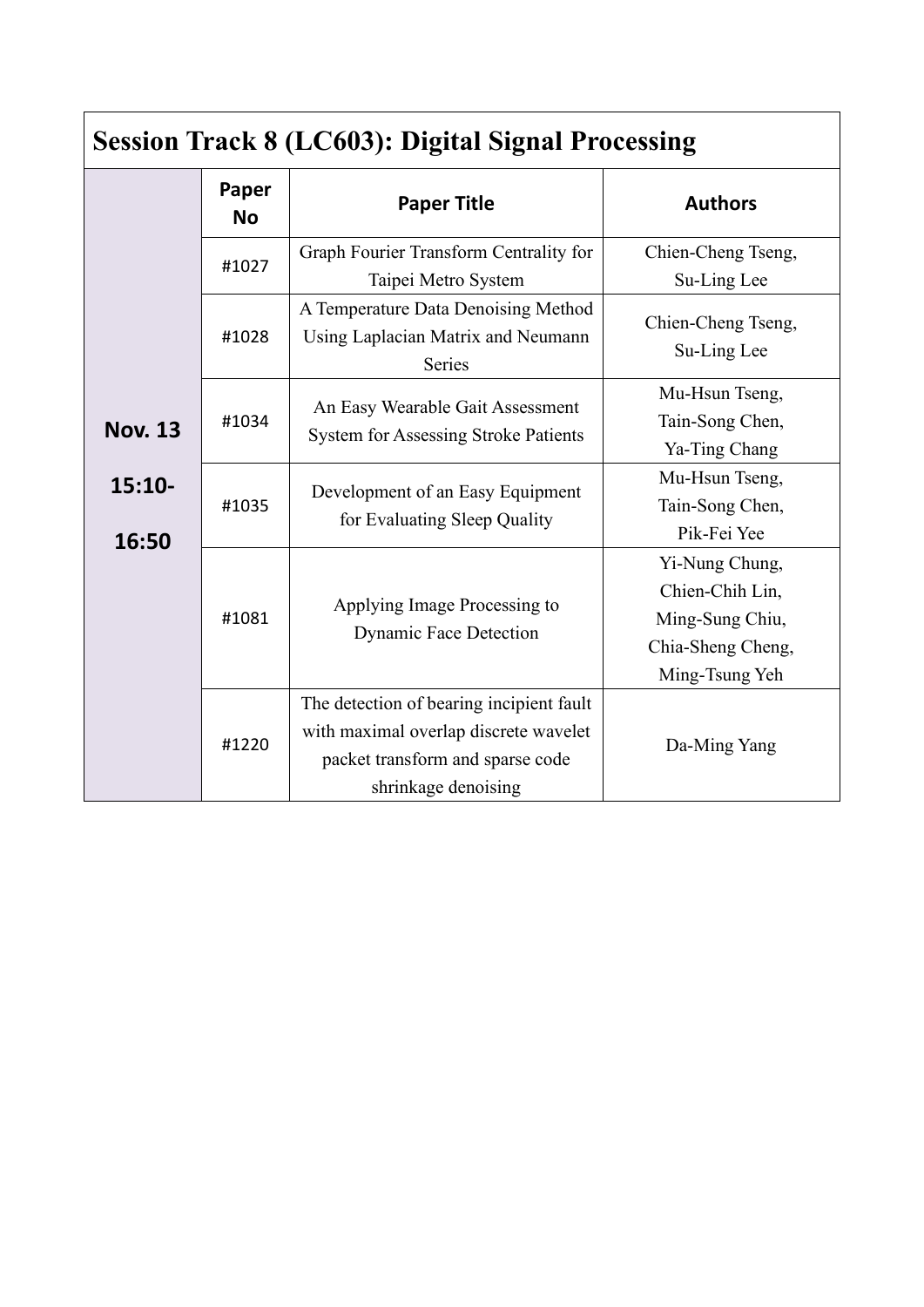## Session Track 8 (LC603): Digital Signal Processing

| | Paper No | Paper Title | Authors |
|---|---|---|---|
| **Nov. 13 15:10-16:50** | #1027 | Graph Fourier Transform Centrality for Taipei Metro System | Chien-Cheng Tseng, Su-Ling Lee |
| | #1028 | A Temperature Data Denoising Method Using Laplacian Matrix and Neumann Series | Chien-Cheng Tseng, Su-Ling Lee |
| | #1034 | An Easy Wearable Gait Assessment System for Assessing Stroke Patients | Mu-Hsun Tseng, Tain-Song Chen, Ya-Ting Chang |
| | #1035 | Development of an Easy Equipment for Evaluating Sleep Quality | Mu-Hsun Tseng, Tain-Song Chen, Pik-Fei Yee |
| | #1081 | Applying Image Processing to Dynamic Face Detection | Yi-Nung Chung, Chien-Chih Lin, Ming-Sung Chiu, Chia-Sheng Cheng, Ming-Tsung Yeh |
| | #1220 | The detection of bearing incipient fault with maximal overlap discrete wavelet packet transform and sparse code shrinkage denoising | Da-Ming Yang |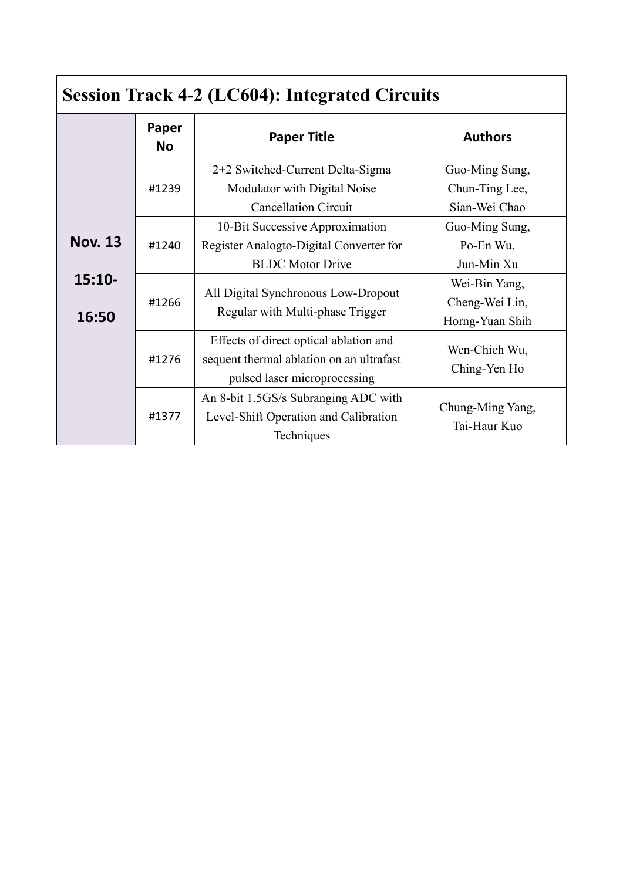## Session Track 4-2 (LC604): Integrated Circuits

| | Paper No | Paper Title | Authors |
|---|---|---|---|
| **Nov. 13 15:10-16:50** | #1239 | 2+2 Switched-Current Delta-Sigma Modulator with Digital Noise Cancellation Circuit | Guo-Ming Sung, Chun-Ting Lee, Sian-Wei Chao |
| | #1240 | 10-Bit Successive Approximation Register Analogto-Digital Converter for BLDC Motor Drive | Guo-Ming Sung, Po-En Wu, Jun-Min Xu |
| | #1266 | All Digital Synchronous Low-Dropout Regular with Multi-phase Trigger | Wei-Bin Yang, Cheng-Wei Lin, Horng-Yuan Shih |
| | #1276 | Effects of direct optical ablation and sequent thermal ablation on an ultrafast pulsed laser microprocessing | Wen-Chieh Wu, Ching-Yen Ho |
| | #1377 | An 8-bit 1.5GS/s Subranging ADC with Level-Shift Operation and Calibration Techniques | Chung-Ming Yang, Tai-Haur Kuo |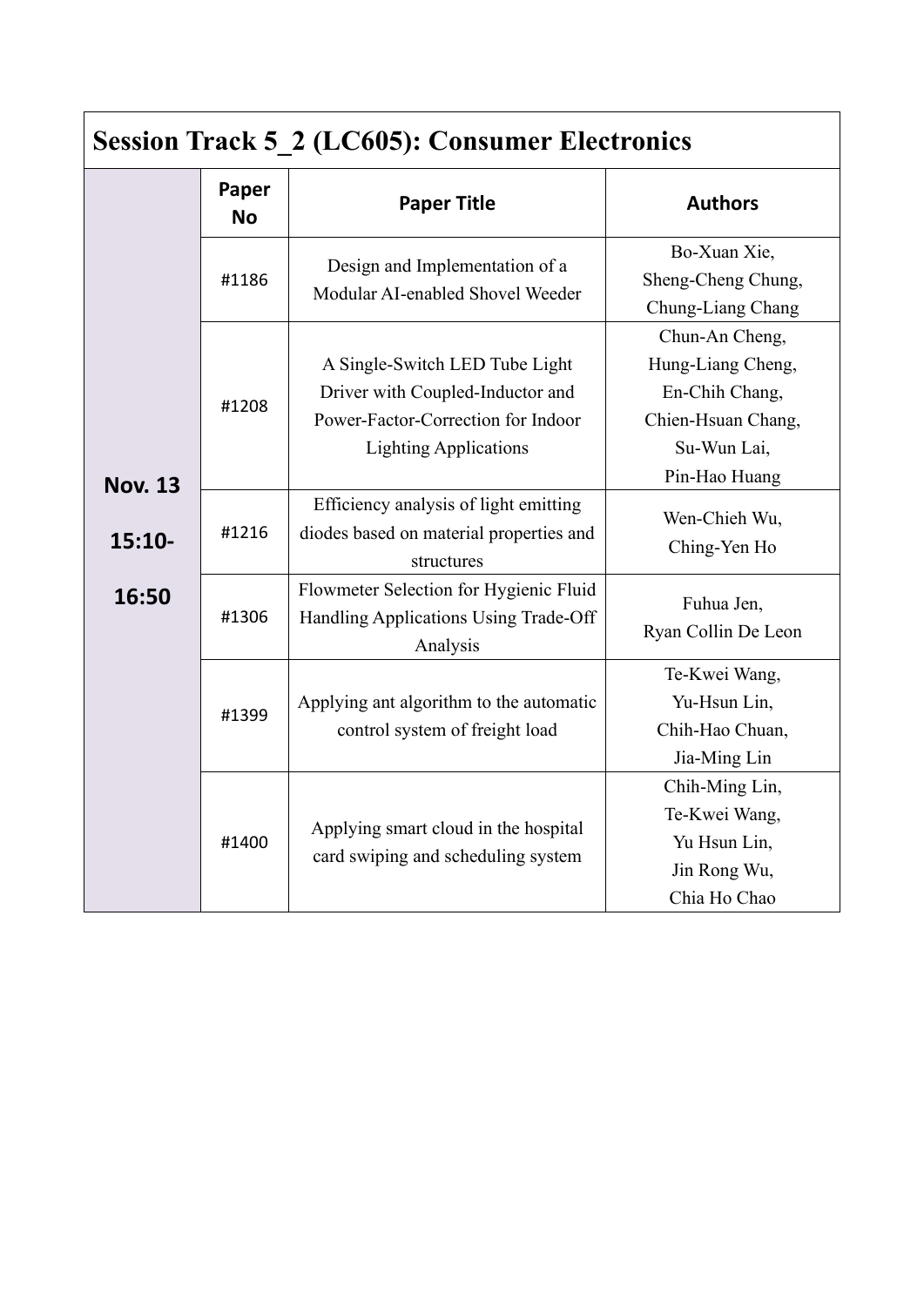| Session Track 5_2 (LC605): Consumer Electronics | | | |
|---|---|---|---|
| | **Paper No** | **Paper Title** | **Authors** |
| **Nov. 13 15:10-16:50** | #1186 | Design and Implementation of a Modular AI-enabled Shovel Weeder | Bo-Xuan Xie, Sheng-Cheng Chung, Chung-Liang Chang |
| | #1208 | A Single-Switch LED Tube Light Driver with Coupled-Inductor and Power-Factor-Correction for Indoor Lighting Applications | Chun-An Cheng, Hung-Liang Cheng, En-Chih Chang, Chien-Hsuan Chang, Su-Wun Lai, Pin-Hao Huang |
| | #1216 | Efficiency analysis of light emitting diodes based on material properties and structures | Wen-Chieh Wu, Ching-Yen Ho |
| | #1306 | Flowmeter Selection for Hygienic Fluid Handling Applications Using Trade-Off Analysis | Fuhua Jen, Ryan Collin De Leon |
| | #1399 | Applying ant algorithm to the automatic control system of freight load | Te-Kwei Wang, Yu-Hsun Lin, Chih-Hao Chuan, Jia-Ming Lin |
| | #1400 | Applying smart cloud in the hospital card swiping and scheduling system | Chih-Ming Lin, Te-Kwei Wang, Yu Hsun Lin, Jin Rong Wu, Chia Ho Chao |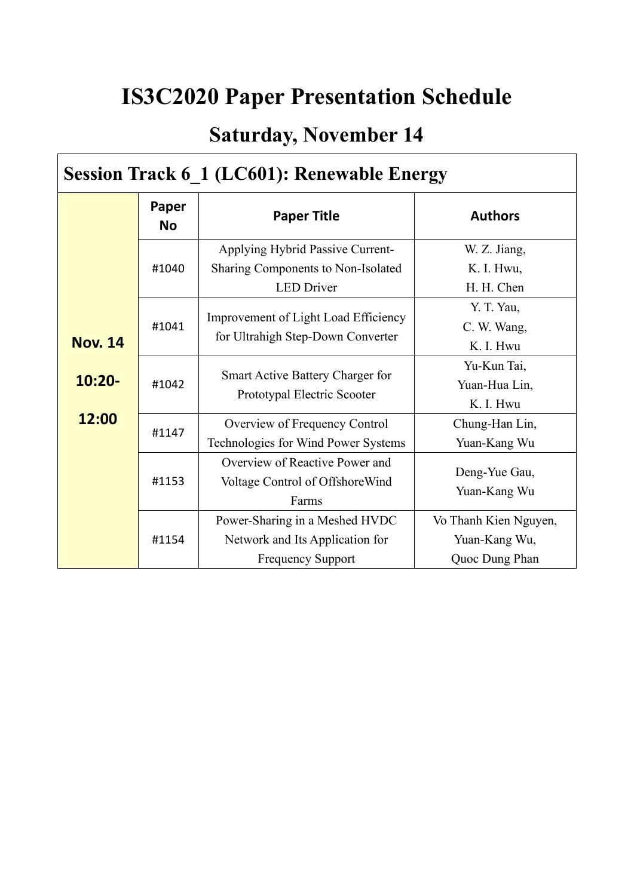# IS3C2020 Paper Presentation Schedule

## Saturday, November 14

### Session Track 6_1 (LC601): Renewable Energy

| | Paper No | Paper Title | Authors |
|---|---|---|---|
| Nov. 14 10:20-12:00 | #1040 | Applying Hybrid Passive Current-Sharing Components to Non-Isolated LED Driver | W. Z. Jiang, K. I. Hwu, H. H. Chen |
| | #1041 | Improvement of Light Load Efficiency for Ultrahigh Step-Down Converter | Y. T. Yau, C. W. Wang, K. I. Hwu |
| | #1042 | Smart Active Battery Charger for Prototypal Electric Scooter | Yu-Kun Tai, Yuan-Hua Lin, K. I. Hwu |
| | #1147 | Overview of Frequency Control Technologies for Wind Power Systems | Chung-Han Lin, Yuan-Kang Wu |
| | #1153 | Overview of Reactive Power and Voltage Control of OffshoreWind Farms | Deng-Yue Gau, Yuan-Kang Wu |
| | #1154 | Power-Sharing in a Meshed HVDC Network and Its Application for Frequency Support | Vo Thanh Kien Nguyen, Yuan-Kang Wu, Quoc Dung Phan |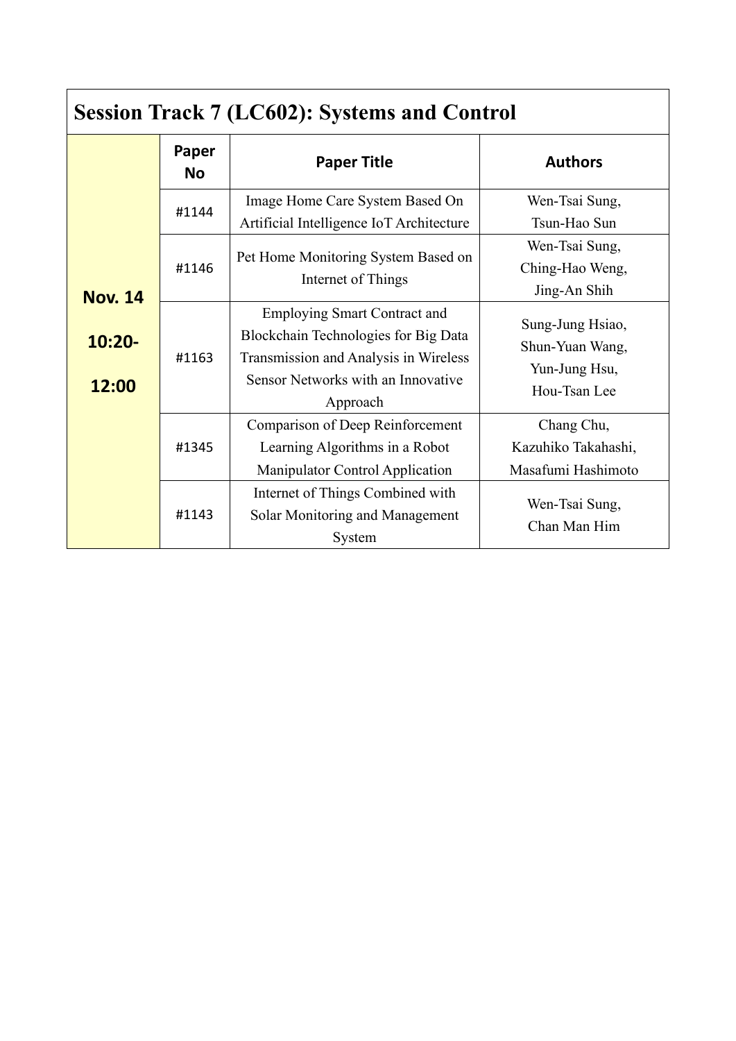## Session Track 7 (LC602): Systems and Control

| | Paper No | Paper Title | Authors |
|---|---|---|---|
| **Nov. 14 10:20-12:00** | #1144 | Image Home Care System Based On Artificial Intelligence IoT Architecture | Wen-Tsai Sung, Tsun-Hao Sun |
| | #1146 | Pet Home Monitoring System Based on Internet of Things | Wen-Tsai Sung, Ching-Hao Weng, Jing-An Shih |
| | #1163 | Employing Smart Contract and Blockchain Technologies for Big Data Transmission and Analysis in Wireless Sensor Networks with an Innovative Approach | Sung-Jung Hsiao, Shun-Yuan Wang, Yun-Jung Hsu, Hou-Tsan Lee |
| | #1345 | Comparison of Deep Reinforcement Learning Algorithms in a Robot Manipulator Control Application | Chang Chu, Kazuhiko Takahashi, Masafumi Hashimoto |
| | #1143 | Internet of Things Combined with Solar Monitoring and Management System | Wen-Tsai Sung, Chan Man Him |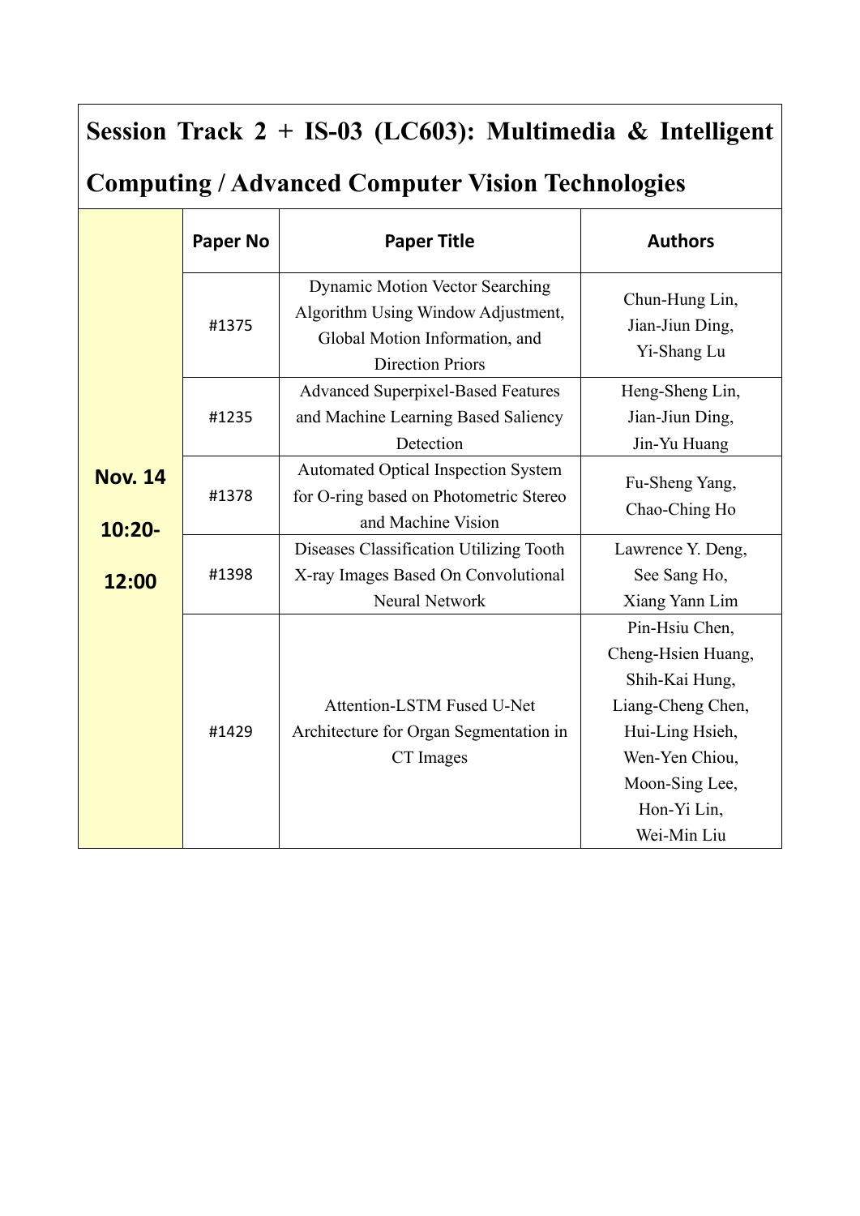## Session Track 2 + IS-03 (LC603): Multimedia & Intelligent Computing / Advanced Computer Vision Technologies

| | Paper No | Paper Title | Authors |
|---|---|---|---|
| **Nov. 14 10:20-12:00** | #1375 | Dynamic Motion Vector Searching Algorithm Using Window Adjustment, Global Motion Information, and Direction Priors | Chun-Hung Lin, Jian-Jiun Ding, Yi-Shang Lu |
| | #1235 | Advanced Superpixel-Based Features and Machine Learning Based Saliency Detection | Heng-Sheng Lin, Jian-Jiun Ding, Jin-Yu Huang |
| | #1378 | Automated Optical Inspection System for O-ring based on Photometric Stereo and Machine Vision | Fu-Sheng Yang, Chao-Ching Ho |
| | #1398 | Diseases Classification Utilizing Tooth X-ray Images Based On Convolutional Neural Network | Lawrence Y. Deng, See Sang Ho, Xiang Yann Lim |
| | #1429 | Attention-LSTM Fused U-Net Architecture for Organ Segmentation in CT Images | Pin-Hsiu Chen, Cheng-Hsien Huang, Shih-Kai Hung, Liang-Cheng Chen, Hui-Ling Hsieh, Wen-Yen Chiou, Moon-Sing Lee, Hon-Yi Lin, Wei-Min Liu |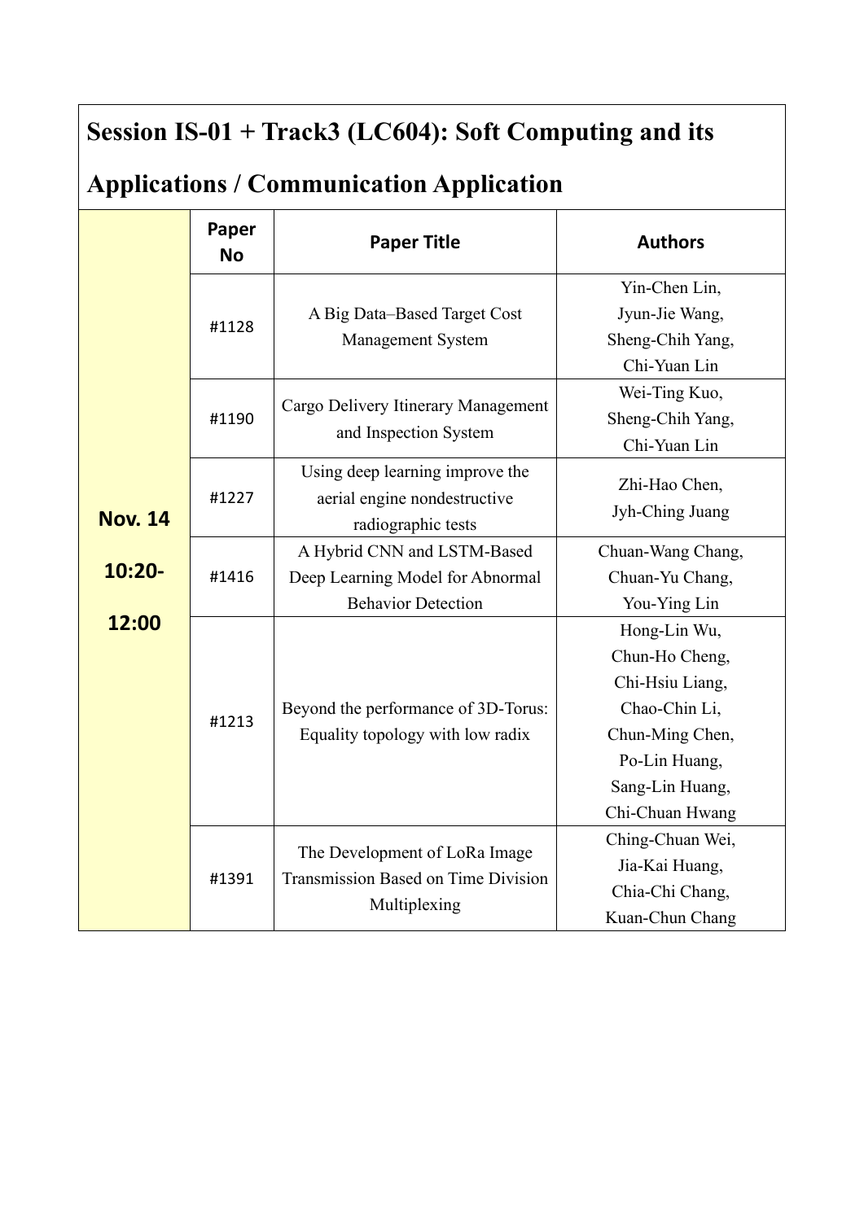## Session IS-01 + Track3 (LC604): Soft Computing and its Applications / Communication Application

| | Paper No | Paper Title | Authors |
|---|---|---|---|
| **Nov. 14 10:20-12:00** | #1128 | A Big Data–Based Target Cost Management System | Yin-Chen Lin, Jyun-Jie Wang, Sheng-Chih Yang, Chi-Yuan Lin |
| | #1190 | Cargo Delivery Itinerary Management and Inspection System | Wei-Ting Kuo, Sheng-Chih Yang, Chi-Yuan Lin |
| | #1227 | Using deep learning improve the aerial engine nondestructive radiographic tests | Zhi-Hao Chen, Jyh-Ching Juang |
| | #1416 | A Hybrid CNN and LSTM-Based Deep Learning Model for Abnormal Behavior Detection | Chuan-Wang Chang, Chuan-Yu Chang, You-Ying Lin |
| | #1213 | Beyond the performance of 3D-Torus: Equality topology with low radix | Hong-Lin Wu, Chun-Ho Cheng, Chi-Hsiu Liang, Chao-Chin Li, Chun-Ming Chen, Po-Lin Huang, Sang-Lin Huang, Chi-Chuan Hwang |
| | #1391 | The Development of LoRa Image Transmission Based on Time Division Multiplexing | Ching-Chuan Wei, Jia-Kai Huang, Chia-Chi Chang, Kuan-Chun Chang |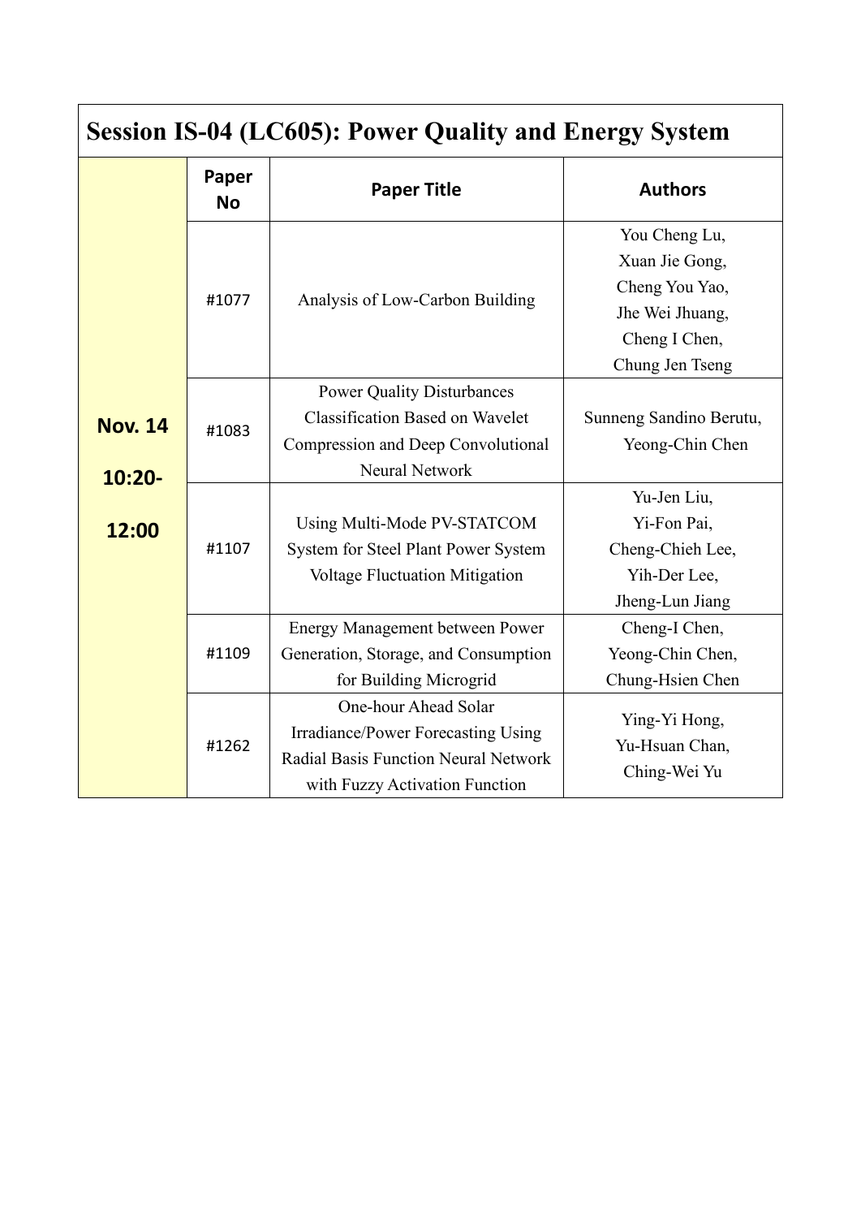## Session IS-04 (LC605): Power Quality and Energy System

| | Paper No | Paper Title | Authors |
|---|---|---|---|
| **Nov. 14 10:20-12:00** | #1077 | Analysis of Low-Carbon Building | You Cheng Lu, Xuan Jie Gong, Cheng You Yao, Jhe Wei Jhuang, Cheng I Chen, Chung Jen Tseng |
| | #1083 | Power Quality Disturbances Classification Based on Wavelet Compression and Deep Convolutional Neural Network | Sunneng Sandino Berutu, Yeong-Chin Chen |
| | #1107 | Using Multi-Mode PV-STATCOM System for Steel Plant Power System Voltage Fluctuation Mitigation | Yu-Jen Liu, Yi-Fon Pai, Cheng-Chieh Lee, Yih-Der Lee, Jheng-Lun Jiang |
| | #1109 | Energy Management between Power Generation, Storage, and Consumption for Building Microgrid | Cheng-I Chen, Yeong-Chin Chen, Chung-Hsien Chen |
| | #1262 | One-hour Ahead Solar Irradiance/Power Forecasting Using Radial Basis Function Neural Network with Fuzzy Activation Function | Ying-Yi Hong, Yu-Hsuan Chan, Ching-Wei Yu |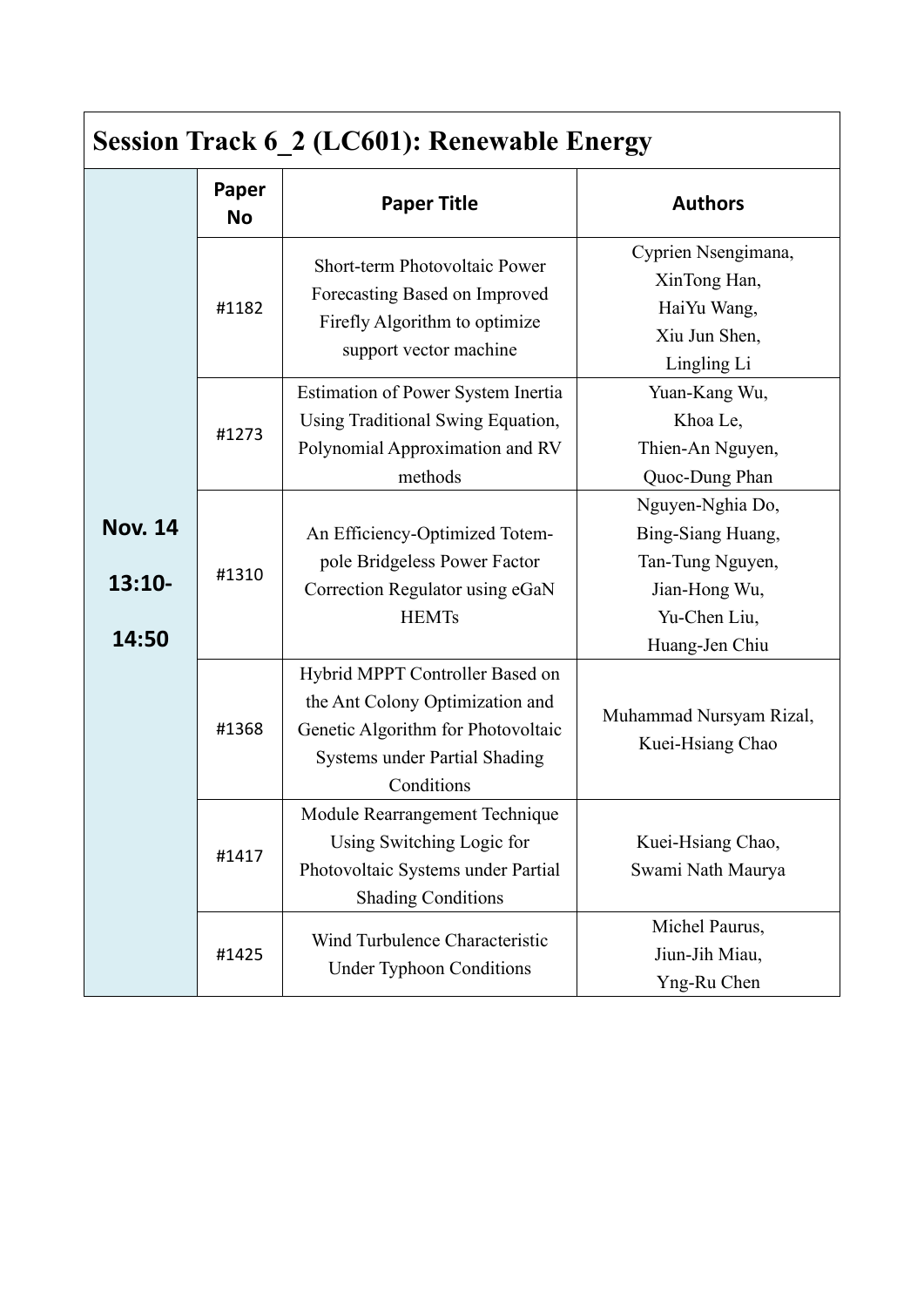## Session Track 6_2 (LC601): Renewable Energy

| | Paper No | Paper Title | Authors |
|---|---|---|---|
| Nov. 14 13:10-14:50 | #1182 | Short-term Photovoltaic Power Forecasting Based on Improved Firefly Algorithm to optimize support vector machine | Cyprien Nsengimana, XinTong Han, HaiYu Wang, Xiu Jun Shen, Lingling Li |
| | #1273 | Estimation of Power System Inertia Using Traditional Swing Equation, Polynomial Approximation and RV methods | Yuan-Kang Wu, Khoa Le, Thien-An Nguyen, Quoc-Dung Phan |
| | #1310 | An Efficiency-Optimized Totem-pole Bridgeless Power Factor Correction Regulator using eGaN HEMTs | Nguyen-Nghia Do, Bing-Siang Huang, Tan-Tung Nguyen, Jian-Hong Wu, Yu-Chen Liu, Huang-Jen Chiu |
| | #1368 | Hybrid MPPT Controller Based on the Ant Colony Optimization and Genetic Algorithm for Photovoltaic Systems under Partial Shading Conditions | Muhammad Nursyam Rizal, Kuei-Hsiang Chao |
| | #1417 | Module Rearrangement Technique Using Switching Logic for Photovoltaic Systems under Partial Shading Conditions | Kuei-Hsiang Chao, Swami Nath Maurya |
| | #1425 | Wind Turbulence Characteristic Under Typhoon Conditions | Michel Paurus, Jiun-Jih Miau, Yng-Ru Chen |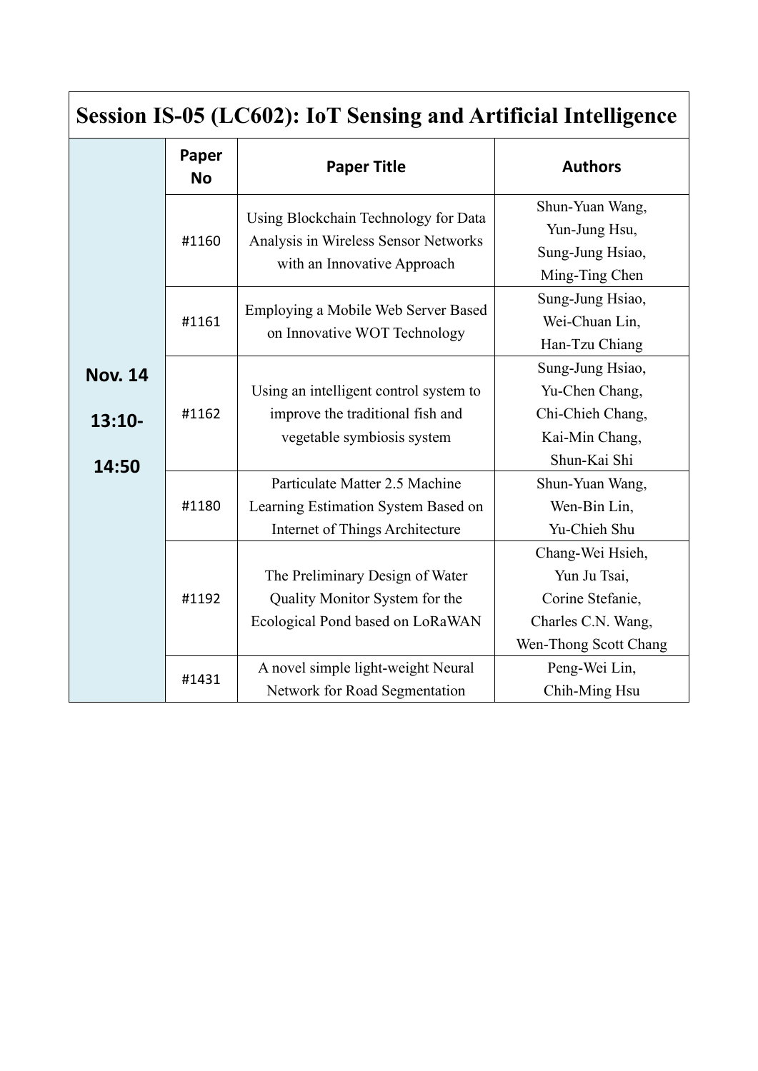## Session IS-05 (LC602): IoT Sensing and Artificial Intelligence

| | Paper No | Paper Title | Authors |
|---|---|---|---|
| Nov. 14 13:10-14:50 | #1160 | Using Blockchain Technology for Data Analysis in Wireless Sensor Networks with an Innovative Approach | Shun-Yuan Wang, Yun-Jung Hsu, Sung-Jung Hsiao, Ming-Ting Chen |
| | #1161 | Employing a Mobile Web Server Based on Innovative WOT Technology | Sung-Jung Hsiao, Wei-Chuan Lin, Han-Tzu Chiang |
| | #1162 | Using an intelligent control system to improve the traditional fish and vegetable symbiosis system | Sung-Jung Hsiao, Yu-Chen Chang, Chi-Chieh Chang, Kai-Min Chang, Shun-Kai Shi |
| | #1180 | Particulate Matter 2.5 Machine Learning Estimation System Based on Internet of Things Architecture | Shun-Yuan Wang, Wen-Bin Lin, Yu-Chieh Shu |
| | #1192 | The Preliminary Design of Water Quality Monitor System for the Ecological Pond based on LoRaWAN | Chang-Wei Hsieh, Yun Ju Tsai, Corine Stefanie, Charles C.N. Wang, Wen-Thong Scott Chang |
| | #1431 | A novel simple light-weight Neural Network for Road Segmentation | Peng-Wei Lin, Chih-Ming Hsu |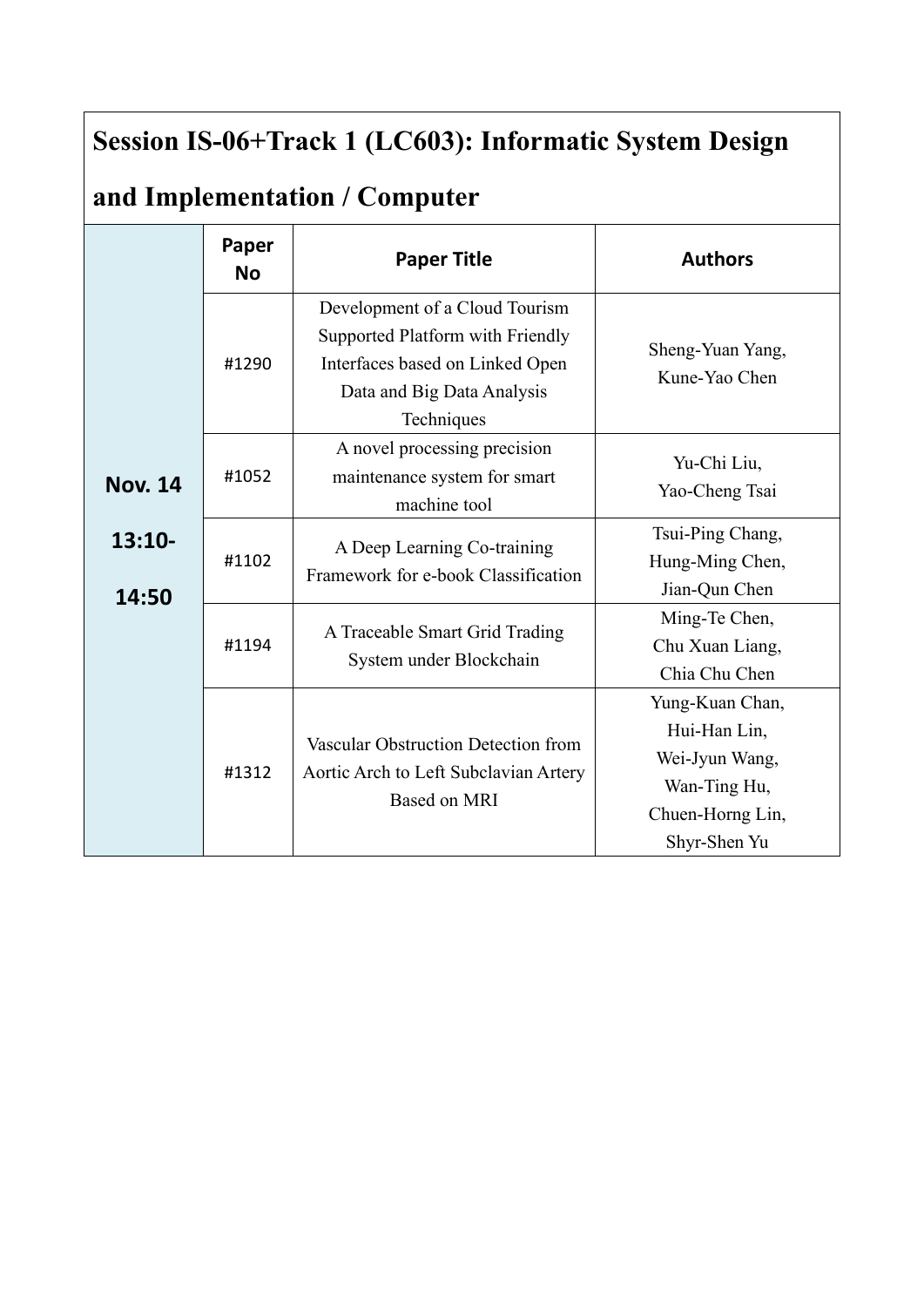## Session IS-06+Track 1 (LC603): Informatic System Design and Implementation / Computer

| | Paper No | Paper Title | Authors |
|---|---|---|---|
| Nov. 14 13:10-14:50 | #1290 | Development of a Cloud Tourism Supported Platform with Friendly Interfaces based on Linked Open Data and Big Data Analysis Techniques | Sheng-Yuan Yang, Kune-Yao Chen |
| | #1052 | A novel processing precision maintenance system for smart machine tool | Yu-Chi Liu, Yao-Cheng Tsai |
| | #1102 | A Deep Learning Co-training Framework for e-book Classification | Tsui-Ping Chang, Hung-Ming Chen, Jian-Qun Chen |
| | #1194 | A Traceable Smart Grid Trading System under Blockchain | Ming-Te Chen, Chu Xuan Liang, Chia Chu Chen |
| | #1312 | Vascular Obstruction Detection from Aortic Arch to Left Subclavian Artery Based on MRI | Yung-Kuan Chan, Hui-Han Lin, Wei-Jyun Wang, Wan-Ting Hu, Chuen-Horng Lin, Shyr-Shen Yu |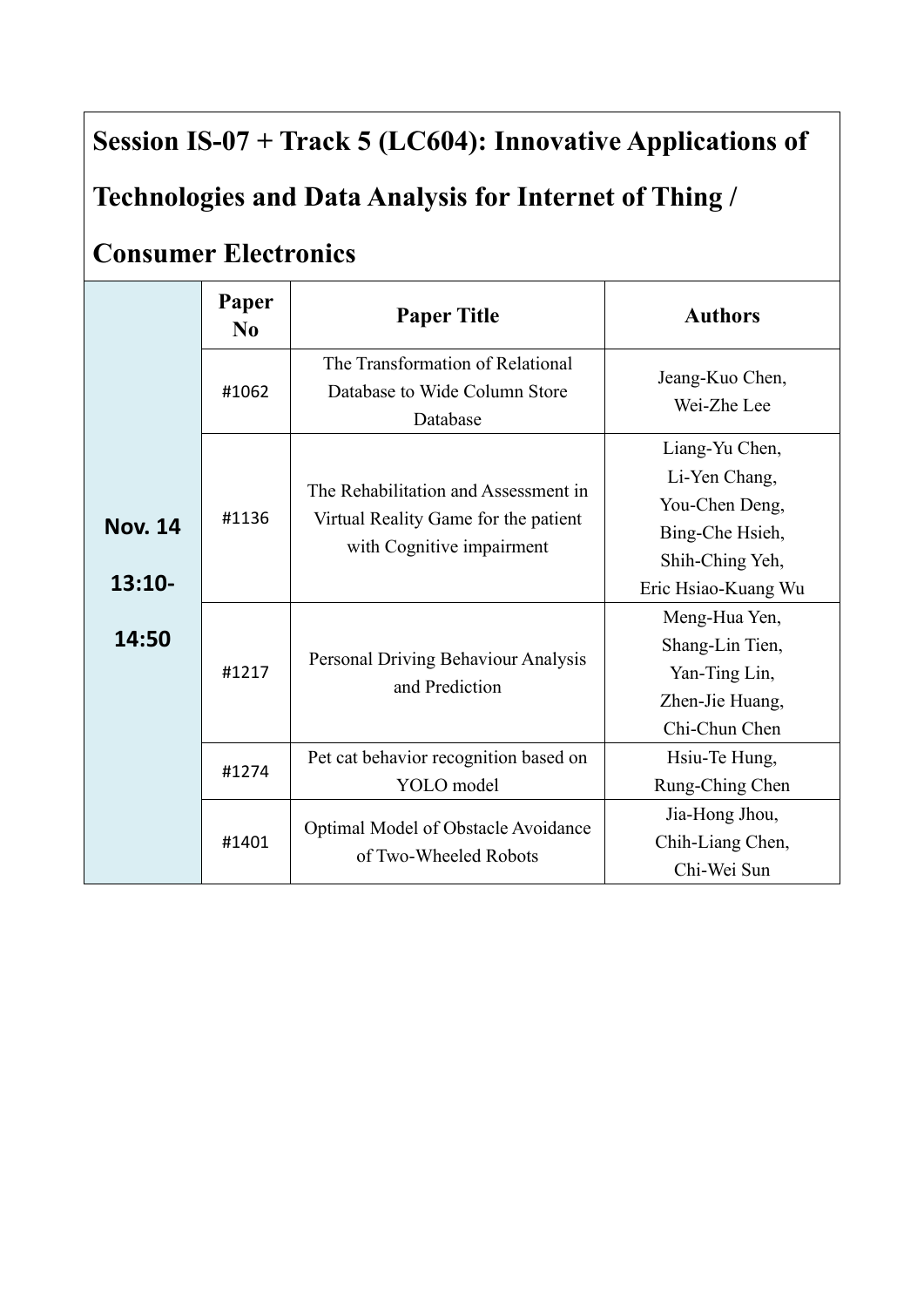## Session IS-07 + Track 5 (LC604): Innovative Applications of Technologies and Data Analysis for Internet of Thing / Consumer Electronics

| | Paper No | Paper Title | Authors |
|---|---|---|---|
| Nov. 14 13:10-14:50 | #1062 | The Transformation of Relational Database to Wide Column Store Database | Jeang-Kuo Chen, Wei-Zhe Lee |
| | #1136 | The Rehabilitation and Assessment in Virtual Reality Game for the patient with Cognitive impairment | Liang-Yu Chen, Li-Yen Chang, You-Chen Deng, Bing-Che Hsieh, Shih-Ching Yeh, Eric Hsiao-Kuang Wu |
| | #1217 | Personal Driving Behaviour Analysis and Prediction | Meng-Hua Yen, Shang-Lin Tien, Yan-Ting Lin, Zhen-Jie Huang, Chi-Chun Chen |
| | #1274 | Pet cat behavior recognition based on YOLO model | Hsiu-Te Hung, Rung-Ching Chen |
| | #1401 | Optimal Model of Obstacle Avoidance of Two-Wheeled Robots | Jia-Hong Jhou, Chih-Liang Chen, Chi-Wei Sun |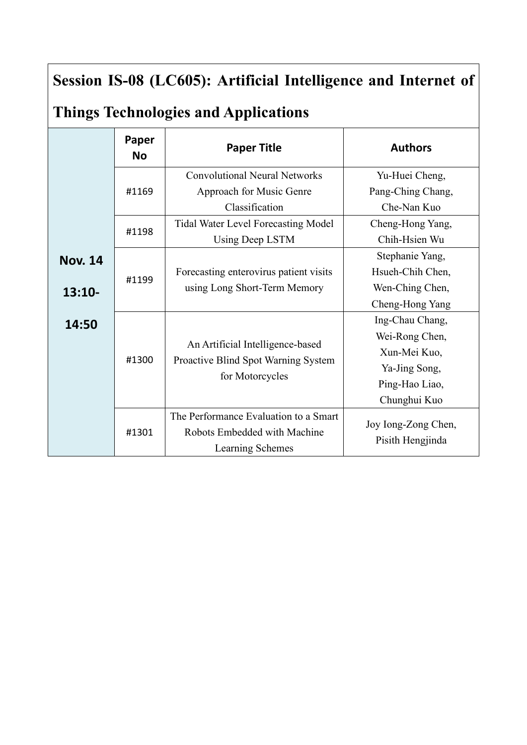## Session IS-08 (LC605): Artificial Intelligence and Internet of Things Technologies and Applications

| | Paper No | Paper Title | Authors |
|---|---|---|---|
| **Nov. 14 13:10-14:50** | #1169 | Convolutional Neural Networks Approach for Music Genre Classification | Yu-Huei Cheng, Pang-Ching Chang, Che-Nan Kuo |
| | #1198 | Tidal Water Level Forecasting Model Using Deep LSTM | Cheng-Hong Yang, Chih-Hsien Wu |
| | #1199 | Forecasting enterovirus patient visits using Long Short-Term Memory | Stephanie Yang, Hsueh-Chih Chen, Wen-Ching Chen, Cheng-Hong Yang |
| | #1300 | An Artificial Intelligence-based Proactive Blind Spot Warning System for Motorcycles | Ing-Chau Chang, Wei-Rong Chen, Xun-Mei Kuo, Ya-Jing Song, Ping-Hao Liao, Chunghui Kuo |
| | #1301 | The Performance Evaluation to a Smart Robots Embedded with Machine Learning Schemes | Joy Iong-Zong Chen, Pisith Hengjinda |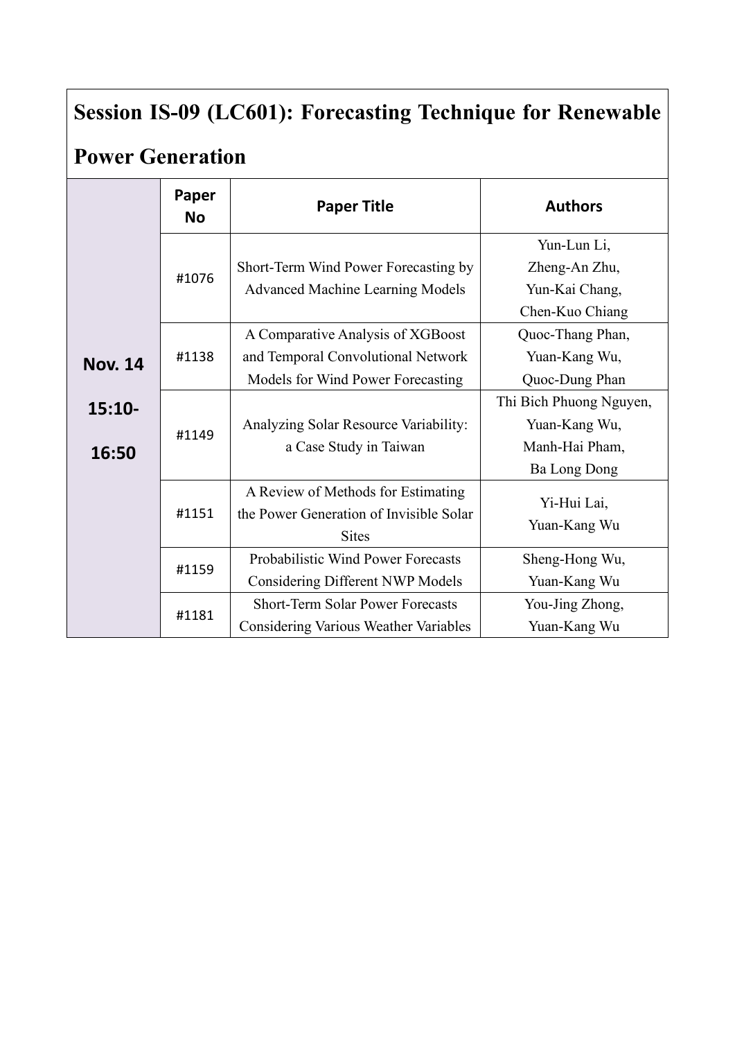## Session IS-09 (LC601): Forecasting Technique for Renewable Power Generation

| | Paper No | Paper Title | Authors |
|---|---|---|---|
| **Nov. 14 15:10-16:50** | #1076 | Short-Term Wind Power Forecasting by Advanced Machine Learning Models | Yun-Lun Li, Zheng-An Zhu, Yun-Kai Chang, Chen-Kuo Chiang |
| | #1138 | A Comparative Analysis of XGBoost and Temporal Convolutional Network Models for Wind Power Forecasting | Quoc-Thang Phan, Yuan-Kang Wu, Quoc-Dung Phan |
| | #1149 | Analyzing Solar Resource Variability: a Case Study in Taiwan | Thi Bich Phuong Nguyen, Yuan-Kang Wu, Manh-Hai Pham, Ba Long Dong |
| | #1151 | A Review of Methods for Estimating the Power Generation of Invisible Solar Sites | Yi-Hui Lai, Yuan-Kang Wu |
| | #1159 | Probabilistic Wind Power Forecasts Considering Different NWP Models | Sheng-Hong Wu, Yuan-Kang Wu |
| | #1181 | Short-Term Solar Power Forecasts Considering Various Weather Variables | You-Jing Zhong, Yuan-Kang Wu |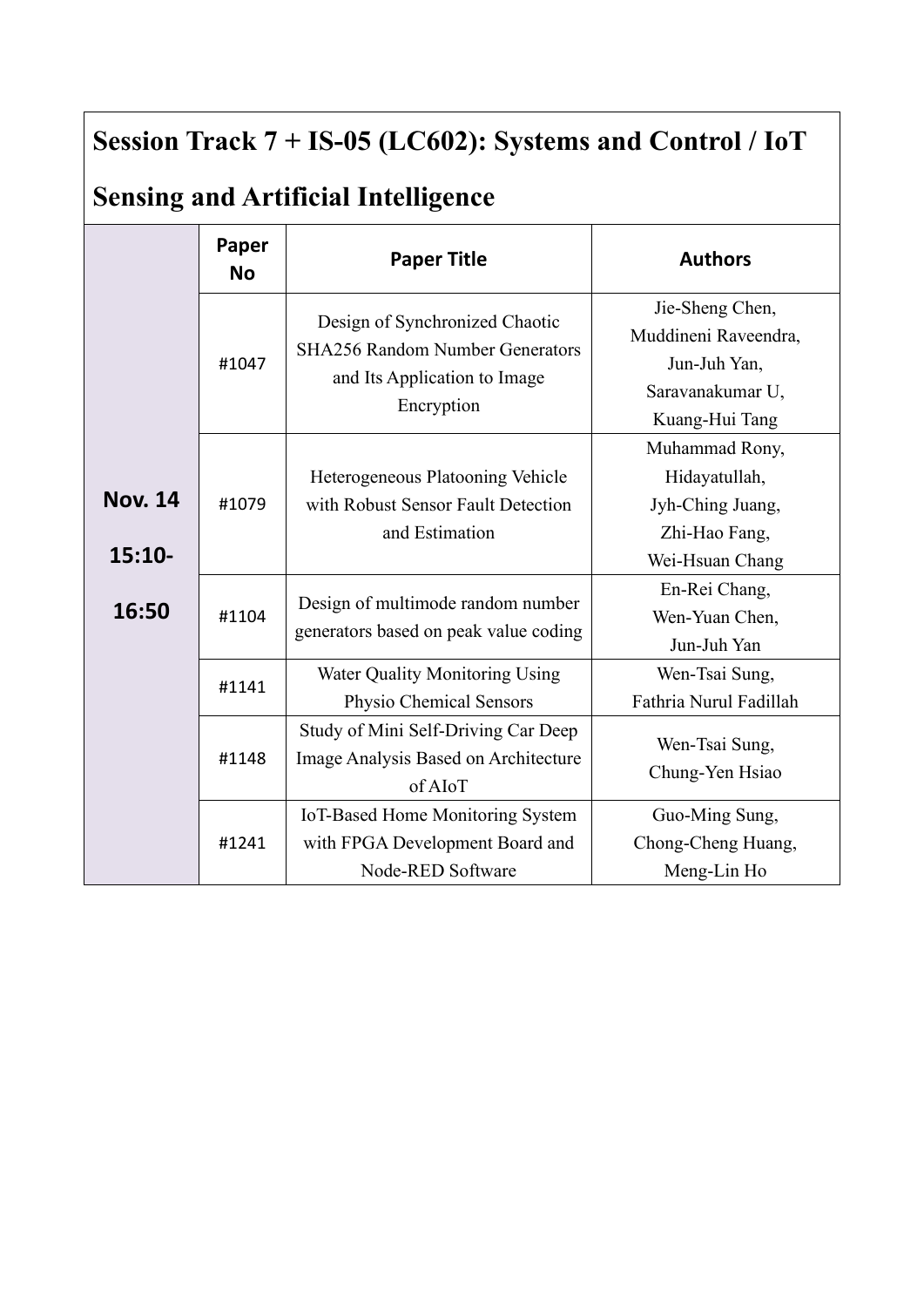## Session Track 7 + IS-05 (LC602): Systems and Control / IoT Sensing and Artificial Intelligence

| | Paper No | Paper Title | Authors |
|---|---|---|---|
| Nov. 14 15:10-16:50 | #1047 | Design of Synchronized Chaotic SHA256 Random Number Generators and Its Application to Image Encryption | Jie-Sheng Chen, Muddineni Raveendra, Jun-Juh Yan, Saravanakumar U, Kuang-Hui Tang |
| | #1079 | Heterogeneous Platooning Vehicle with Robust Sensor Fault Detection and Estimation | Muhammad Rony, Hidayatullah, Jyh-Ching Juang, Zhi-Hao Fang, Wei-Hsuan Chang |
| | #1104 | Design of multimode random number generators based on peak value coding | En-Rei Chang, Wen-Yuan Chen, Jun-Juh Yan |
| | #1141 | Water Quality Monitoring Using Physio Chemical Sensors | Wen-Tsai Sung, Fathria Nurul Fadillah |
| | #1148 | Study of Mini Self-Driving Car Deep Image Analysis Based on Architecture of AIoT | Wen-Tsai Sung, Chung-Yen Hsiao |
| | #1241 | IoT-Based Home Monitoring System with FPGA Development Board and Node-RED Software | Guo-Ming Sung, Chong-Cheng Huang, Meng-Lin Ho |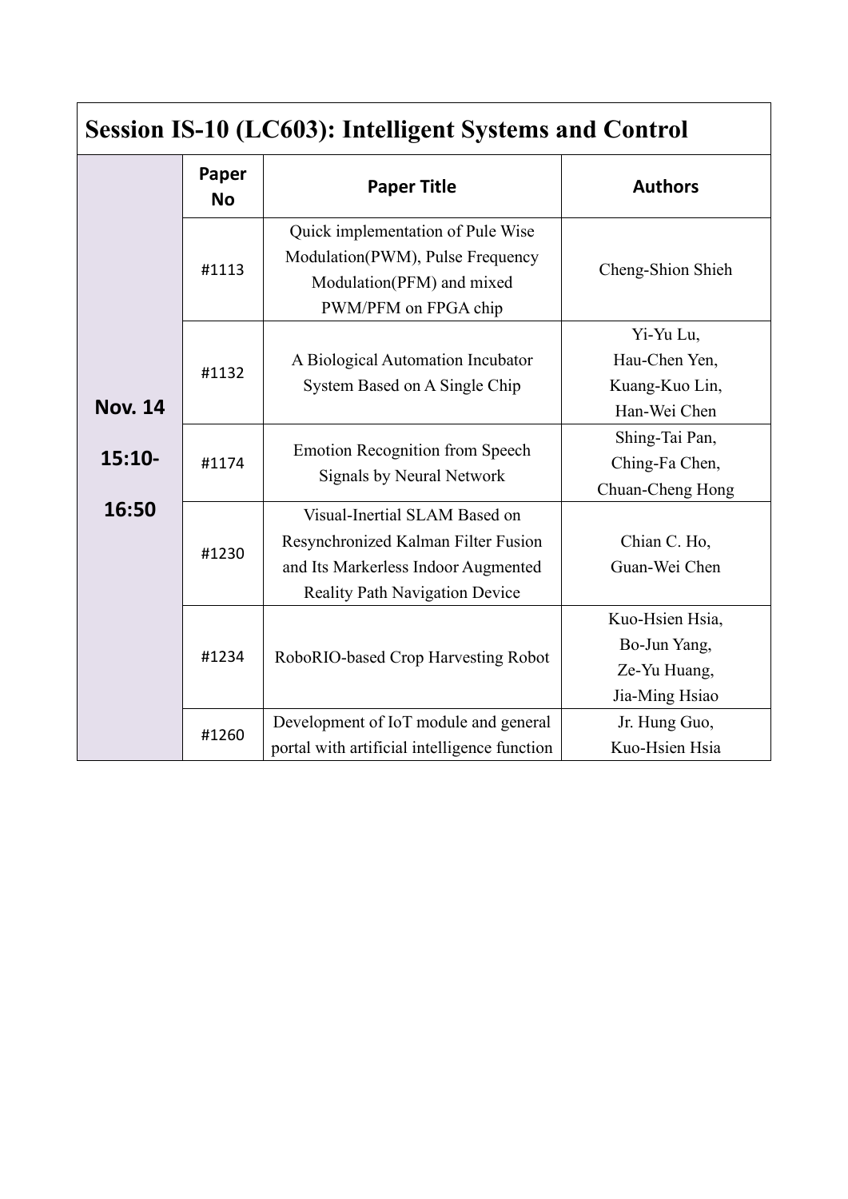## Session IS-10 (LC603): Intelligent Systems and Control

| | Paper No | Paper Title | Authors |
|---|---|---|---|
| **Nov. 14 15:10-16:50** | #1113 | Quick implementation of Pule Wise Modulation(PWM), Pulse Frequency Modulation(PFM) and mixed PWM/PFM on FPGA chip | Cheng-Shion Shieh |
| | #1132 | A Biological Automation Incubator System Based on A Single Chip | Yi-Yu Lu, Hau-Chen Yen, Kuang-Kuo Lin, Han-Wei Chen |
| | #1174 | Emotion Recognition from Speech Signals by Neural Network | Shing-Tai Pan, Ching-Fa Chen, Chuan-Cheng Hong |
| | #1230 | Visual-Inertial SLAM Based on Resynchronized Kalman Filter Fusion and Its Markerless Indoor Augmented Reality Path Navigation Device | Chian C. Ho, Guan-Wei Chen |
| | #1234 | RoboRIO-based Crop Harvesting Robot | Kuo-Hsien Hsia, Bo-Jun Yang, Ze-Yu Huang, Jia-Ming Hsiao |
| | #1260 | Development of IoT module and general portal with artificial intelligence function | Jr. Hung Guo, Kuo-Hsien Hsia |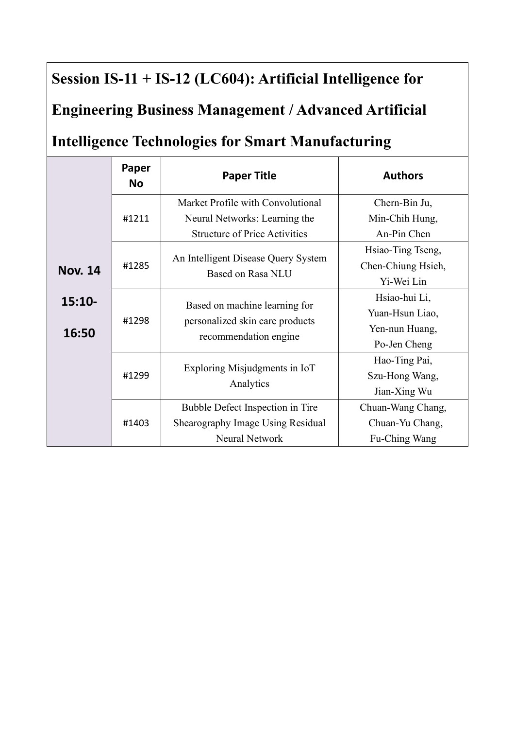## Session IS-11 + IS-12 (LC604): Artificial Intelligence for Engineering Business Management / Advanced Artificial Intelligence Technologies for Smart Manufacturing

| | Paper No | Paper Title | Authors |
|---|---|---|---|
| **Nov. 14 15:10-16:50** | #1211 | Market Profile with Convolutional Neural Networks: Learning the Structure of Price Activities | Chern-Bin Ju, Min-Chih Hung, An-Pin Chen |
| | #1285 | An Intelligent Disease Query System Based on Rasa NLU | Hsiao-Ting Tseng, Chen-Chiung Hsieh, Yi-Wei Lin |
| | #1298 | Based on machine learning for personalized skin care products recommendation engine | Hsiao-hui Li, Yuan-Hsun Liao, Yen-nun Huang, Po-Jen Cheng |
| | #1299 | Exploring Misjudgments in IoT Analytics | Hao-Ting Pai, Szu-Hong Wang, Jian-Xing Wu |
| | #1403 | Bubble Defect Inspection in Tire Shearography Image Using Residual Neural Network | Chuan-Wang Chang, Chuan-Yu Chang, Fu-Ching Wang |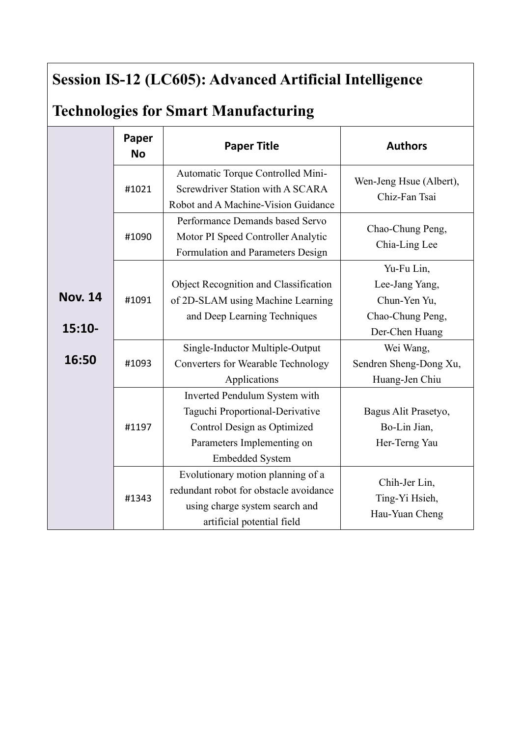## Session IS-12 (LC605): Advanced Artificial Intelligence Technologies for Smart Manufacturing

| | Paper No | Paper Title | Authors |
|---|---|---|---|
| Nov. 14 15:10-16:50 | #1021 | Automatic Torque Controlled Mini-Screwdriver Station with A SCARA Robot and A Machine-Vision Guidance | Wen-Jeng Hsue (Albert), Chiz-Fan Tsai |
| | #1090 | Performance Demands based Servo Motor PI Speed Controller Analytic Formulation and Parameters Design | Chao-Chung Peng, Chia-Ling Lee |
| | #1091 | Object Recognition and Classification of 2D-SLAM using Machine Learning and Deep Learning Techniques | Yu-Fu Lin, Lee-Jang Yang, Chun-Yen Yu, Chao-Chung Peng, Der-Chen Huang |
| | #1093 | Single-Inductor Multiple-Output Converters for Wearable Technology Applications | Wei Wang, Sendren Sheng-Dong Xu, Huang-Jen Chiu |
| | #1197 | Inverted Pendulum System with Taguchi Proportional-Derivative Control Design as Optimized Parameters Implementing on Embedded System | Bagus Alit Prasetyo, Bo-Lin Jian, Her-Terng Yau |
| | #1343 | Evolutionary motion planning of a redundant robot for obstacle avoidance using charge system search and artificial potential field | Chih-Jer Lin, Ting-Yi Hsieh, Hau-Yuan Cheng |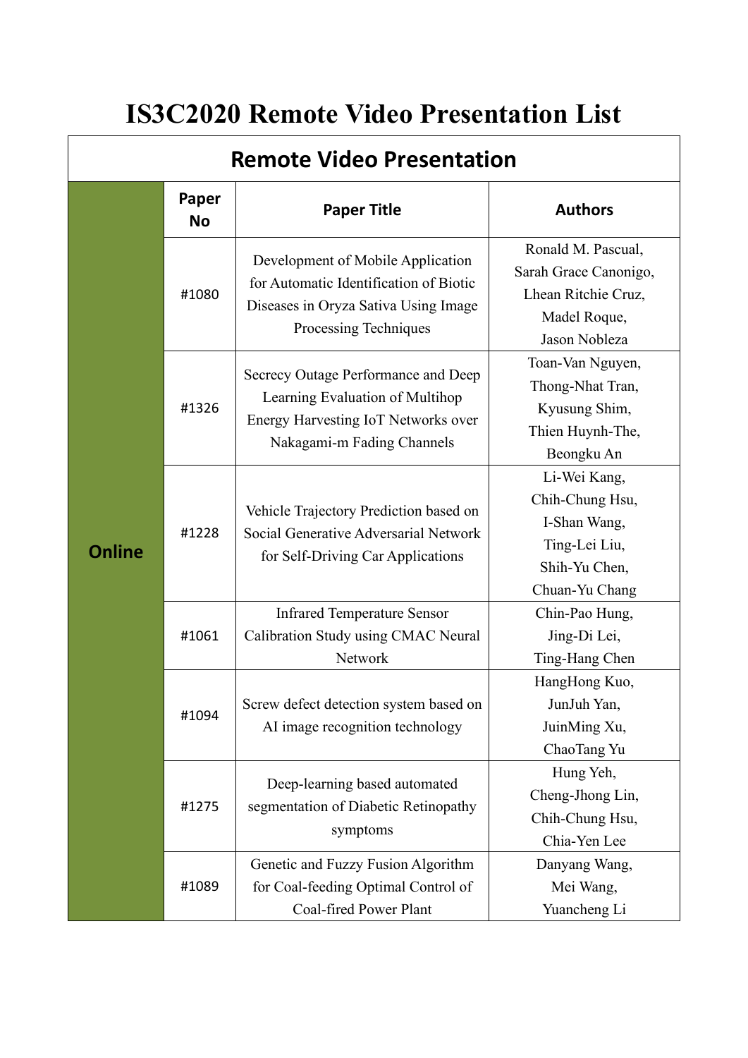# IS3C2020 Remote Video Presentation List

| Remote Video Presentation | | | |
|---|---|---|---|
| | **Paper No** | **Paper Title** | **Authors** |
| **Online** | #1080 | Development of Mobile Application for Automatic Identification of Biotic Diseases in Oryza Sativa Using Image Processing Techniques | Ronald M. Pascual, Sarah Grace Canonigo, Lhean Ritchie Cruz, Madel Roque, Jason Nobleza |
| | #1326 | Secrecy Outage Performance and Deep Learning Evaluation of Multihop Energy Harvesting IoT Networks over Nakagami-m Fading Channels | Toan-Van Nguyen, Thong-Nhat Tran, Kyusung Shim, Thien Huynh-The, Beongku An |
| | #1228 | Vehicle Trajectory Prediction based on Social Generative Adversarial Network for Self-Driving Car Applications | Li-Wei Kang, Chih-Chung Hsu, I-Shan Wang, Ting-Lei Liu, Shih-Yu Chen, Chuan-Yu Chang |
| | #1061 | Infrared Temperature Sensor Calibration Study using CMAC Neural Network | Chin-Pao Hung, Jing-Di Lei, Ting-Hang Chen |
| | #1094 | Screw defect detection system based on AI image recognition technology | HangHong Kuo, JunJuh Yan, JuinMing Xu, ChaoTang Yu |
| | #1275 | Deep-learning based automated segmentation of Diabetic Retinopathy symptoms | Hung Yeh, Cheng-Jhong Lin, Chih-Chung Hsu, Chia-Yen Lee |
| | #1089 | Genetic and Fuzzy Fusion Algorithm for Coal-feeding Optimal Control of Coal-fired Power Plant | Danyang Wang, Mei Wang, Yuancheng Li |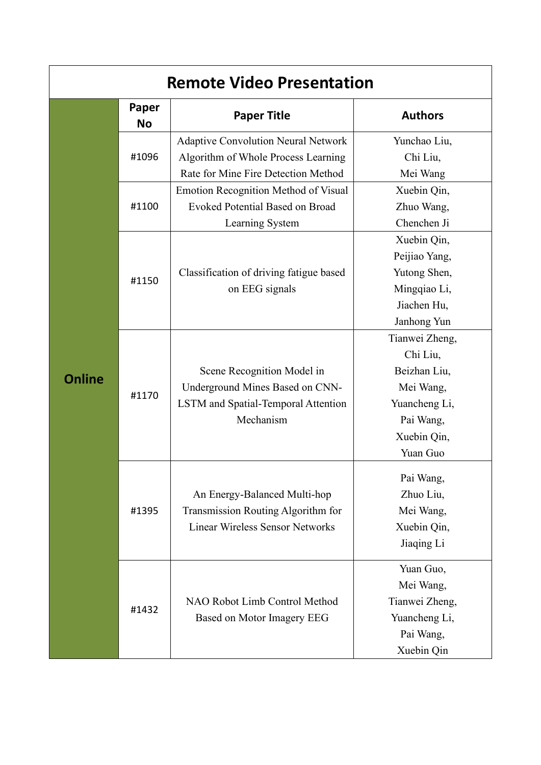## Remote Video Presentation

| | Paper No | Paper Title | Authors |
|---|---|---|---|
| Online | #1096 | Adaptive Convolution Neural Network Algorithm of Whole Process Learning Rate for Mine Fire Detection Method | Yunchao Liu, Chi Liu, Mei Wang |
| | #1100 | Emotion Recognition Method of Visual Evoked Potential Based on Broad Learning System | Xuebin Qin, Zhuo Wang, Chenchen Ji |
| | #1150 | Classification of driving fatigue based on EEG signals | Xuebin Qin, Peijiao Yang, Yutong Shen, Mingqiao Li, Jiachen Hu, Janhong Yun |
| | #1170 | Scene Recognition Model in Underground Mines Based on CNN-LSTM and Spatial-Temporal Attention Mechanism | Tianwei Zheng, Chi Liu, Beizhan Liu, Mei Wang, Yuancheng Li, Pai Wang, Xuebin Qin, Yuan Guo |
| | #1395 | An Energy-Balanced Multi-hop Transmission Routing Algorithm for Linear Wireless Sensor Networks | Pai Wang, Zhuo Liu, Mei Wang, Xuebin Qin, Jiaqing Li |
| | #1432 | NAO Robot Limb Control Method Based on Motor Imagery EEG | Yuan Guo, Mei Wang, Tianwei Zheng, Yuancheng Li, Pai Wang, Xuebin Qin |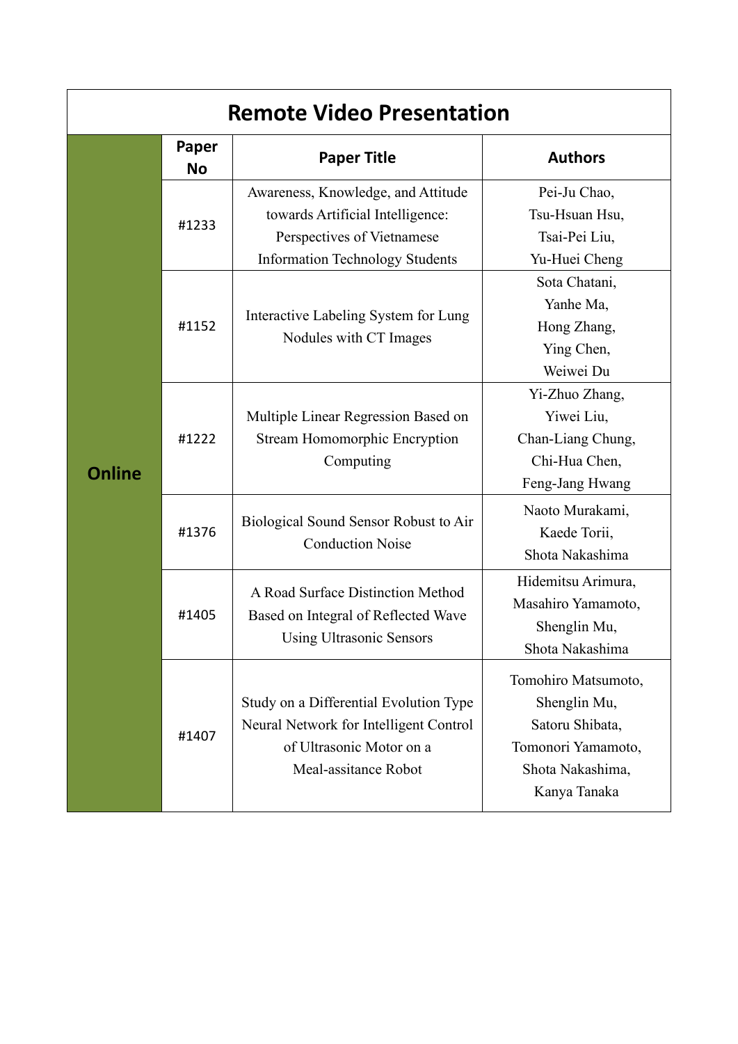## Remote Video Presentation

| | Paper No | Paper Title | Authors |
|---|---|---|---|
| **Online** | #1233 | Awareness, Knowledge, and Attitude towards Artificial Intelligence: Perspectives of Vietnamese Information Technology Students | Pei-Ju Chao, Tsu-Hsuan Hsu, Tsai-Pei Liu, Yu-Huei Cheng |
| | #1152 | Interactive Labeling System for Lung Nodules with CT Images | Sota Chatani, Yanhe Ma, Hong Zhang, Ying Chen, Weiwei Du |
| | #1222 | Multiple Linear Regression Based on Stream Homomorphic Encryption Computing | Yi-Zhuo Zhang, Yiwei Liu, Chan-Liang Chung, Chi-Hua Chen, Feng-Jang Hwang |
| | #1376 | Biological Sound Sensor Robust to Air Conduction Noise | Naoto Murakami, Kaede Torii, Shota Nakashima |
| | #1405 | A Road Surface Distinction Method Based on Integral of Reflected Wave Using Ultrasonic Sensors | Hidemitsu Arimura, Masahiro Yamamoto, Shenglin Mu, Shota Nakashima |
| | #1407 | Study on a Differential Evolution Type Neural Network for Intelligent Control of Ultrasonic Motor on a Meal-assitance Robot | Tomohiro Matsumoto, Shenglin Mu, Satoru Shibata, Tomonori Yamamoto, Shota Nakashima, Kanya Tanaka |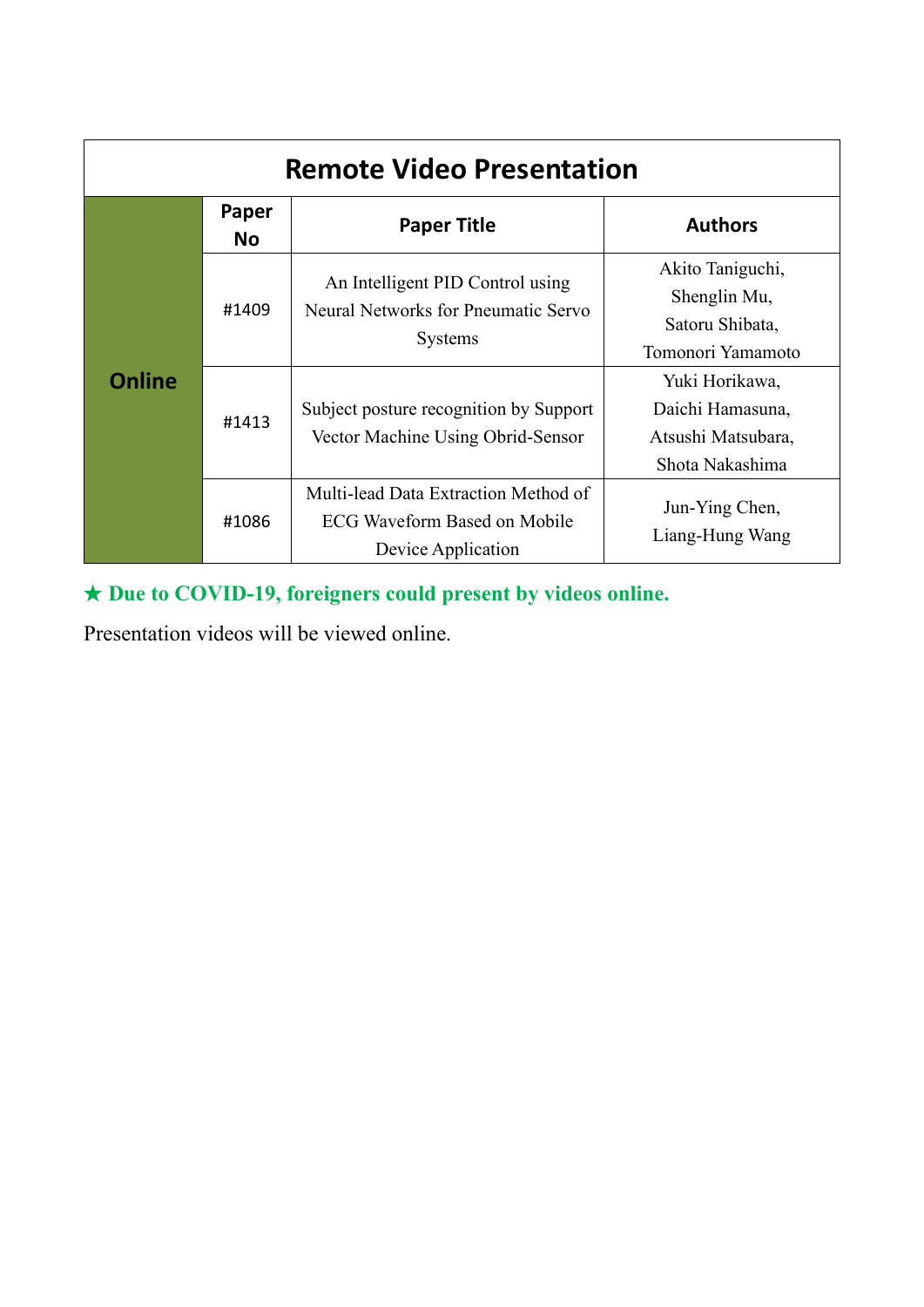## Remote Video Presentation

| | Paper No | Paper Title | Authors |
|---|---|---|---|
| Online | #1409 | An Intelligent PID Control using Neural Networks for Pneumatic Servo Systems | Akito Taniguchi, Shenglin Mu, Satoru Shibata, Tomonori Yamamoto |
| | #1413 | Subject posture recognition by Support Vector Machine Using Obrid-Sensor | Yuki Horikawa, Daichi Hamasuna, Atsushi Matsubara, Shota Nakashima |
| | #1086 | Multi-lead Data Extraction Method of ECG Waveform Based on Mobile Device Application | Jun-Ying Chen, Liang-Hung Wang |

**★ Due to COVID-19, foreigners could present by videos online.**

Presentation videos will be viewed online.